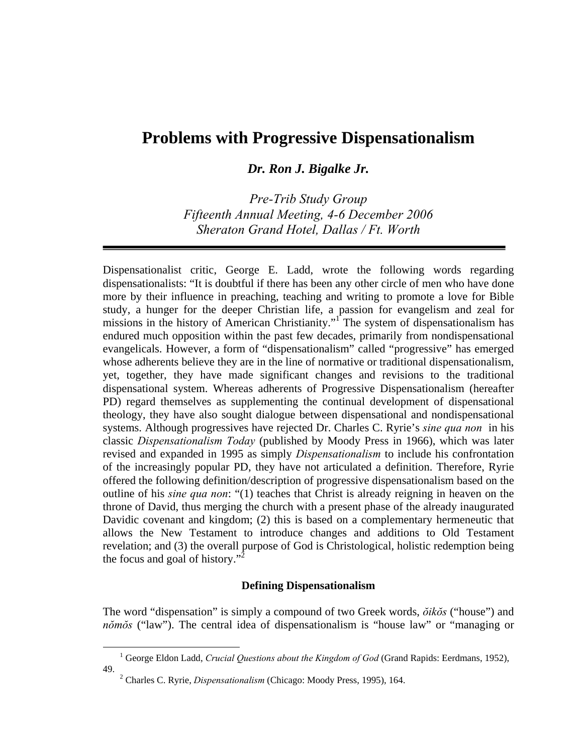# Problems with Progressive Dispensationalism

***Dr. Ron J. Bigalke Jr.***

*Pre-Trib Study Group*
*Fifteenth Annual Meeting, 4-6 December 2006*
*Sheraton Grand Hotel, Dallas / Ft. Worth*

---

Dispensationalist critic, George E. Ladd, wrote the following words regarding dispensationalists: "It is doubtful if there has been any other circle of men who have done more by their influence in preaching, teaching and writing to promote a love for Bible study, a hunger for the deeper Christian life, a passion for evangelism and zeal for missions in the history of American Christianity."[1] The system of dispensationalism has endured much opposition within the past few decades, primarily from nondispensational evangelicals. However, a form of "dispensationalism" called "progressive" has emerged whose adherents believe they are in the line of normative or traditional dispensationalism, yet, together, they have made significant changes and revisions to the traditional dispensational system. Whereas adherents of Progressive Dispensationalism (hereafter PD) regard themselves as supplementing the continual development of dispensational theology, they have also sought dialogue between dispensational and nondispensational systems. Although progressives have rejected Dr. Charles C. Ryrie's *sine qua non* in his classic *Dispensationalism Today* (published by Moody Press in 1966), which was later revised and expanded in 1995 as simply *Dispensationalism* to include his confrontation of the increasingly popular PD, they have not articulated a definition. Therefore, Ryrie offered the following definition/description of progressive dispensationalism based on the outline of his *sine qua non*: "(1) teaches that Christ is already reigning in heaven on the throne of David, thus merging the church with a present phase of the already inaugurated Davidic covenant and kingdom; (2) this is based on a complementary hermeneutic that allows the New Testament to introduce changes and additions to Old Testament revelation; and (3) the overall purpose of God is Christological, holistic redemption being the focus and goal of history."[2]

### Defining Dispensationalism

The word "dispensation" is simply a compound of two Greek words, *ŏikŏs* ("house") and *nŏmŏs* ("law"). The central idea of dispensationalism is "house law" or "managing or

---

[1] George Eldon Ladd, *Crucial Questions about the Kingdom of God* (Grand Rapids: Eerdmans, 1952), 49.

[2] Charles C. Ryrie, *Dispensationalism* (Chicago: Moody Press, 1995), 164.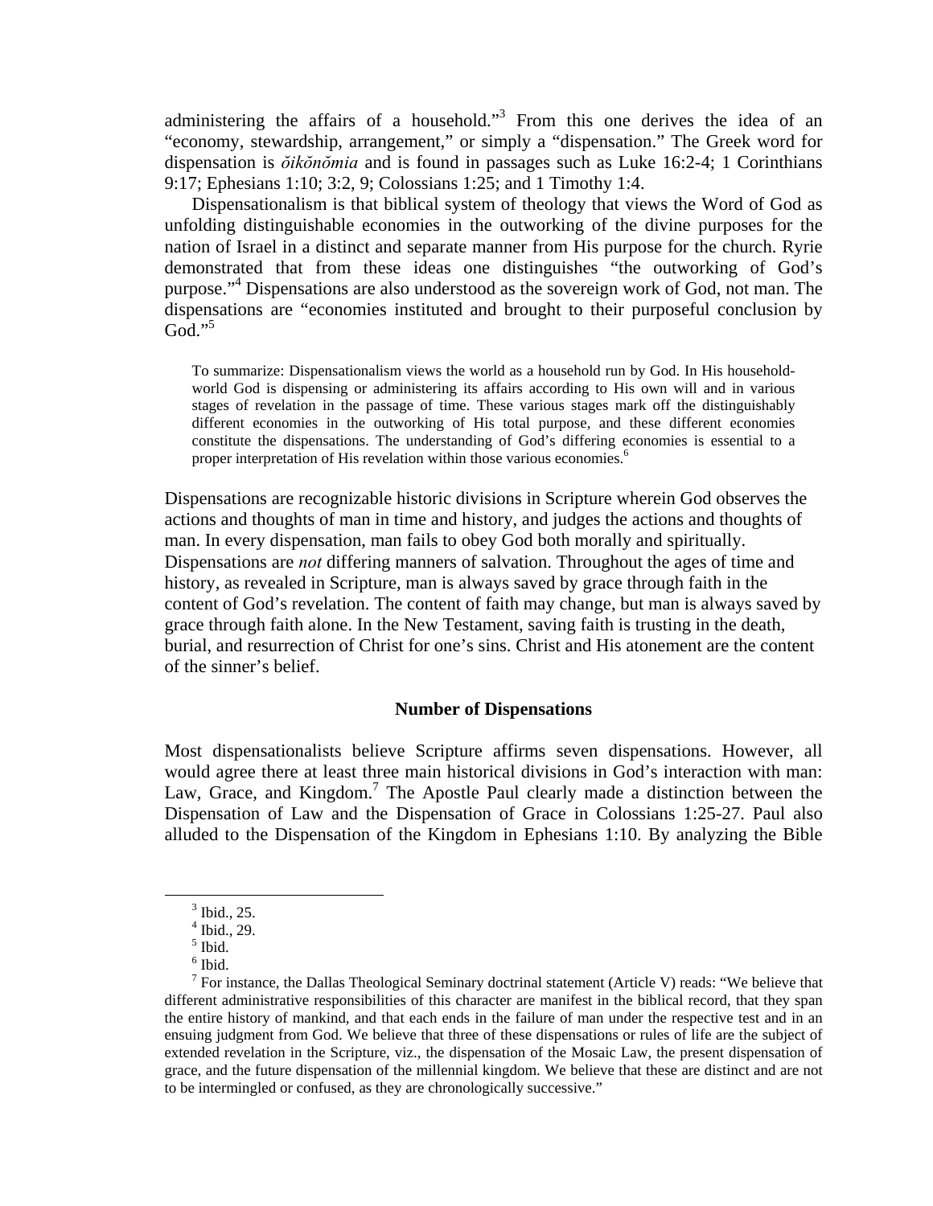administering the affairs of a household."[3] From this one derives the idea of an "economy, stewardship, arrangement," or simply a "dispensation." The Greek word for dispensation is *ŏikŏnŏmia* and is found in passages such as Luke 16:2-4; 1 Corinthians 9:17; Ephesians 1:10; 3:2, 9; Colossians 1:25; and 1 Timothy 1:4.

Dispensationalism is that biblical system of theology that views the Word of God as unfolding distinguishable economies in the outworking of the divine purposes for the nation of Israel in a distinct and separate manner from His purpose for the church. Ryrie demonstrated that from these ideas one distinguishes "the outworking of God's purpose."[4] Dispensations are also understood as the sovereign work of God, not man. The dispensations are "economies instituted and brought to their purposeful conclusion by God."[5]

> To summarize: Dispensationalism views the world as a household run by God. In His household-world God is dispensing or administering its affairs according to His own will and in various stages of revelation in the passage of time. These various stages mark off the distinguishably different economies in the outworking of His total purpose, and these different economies constitute the dispensations. The understanding of God's differing economies is essential to a proper interpretation of His revelation within those various economies.[6]

Dispensations are recognizable historic divisions in Scripture wherein God observes the actions and thoughts of man in time and history, and judges the actions and thoughts of man. In every dispensation, man fails to obey God both morally and spiritually. Dispensations are *not* differing manners of salvation. Throughout the ages of time and history, as revealed in Scripture, man is always saved by grace through faith in the content of God's revelation. The content of faith may change, but man is always saved by grace through faith alone. In the New Testament, saving faith is trusting in the death, burial, and resurrection of Christ for one's sins. Christ and His atonement are the content of the sinner's belief.

## Number of Dispensations

Most dispensationalists believe Scripture affirms seven dispensations. However, all would agree there at least three main historical divisions in God's interaction with man: Law, Grace, and Kingdom.[7] The Apostle Paul clearly made a distinction between the Dispensation of Law and the Dispensation of Grace in Colossians 1:25-27. Paul also alluded to the Dispensation of the Kingdom in Ephesians 1:10. By analyzing the Bible

---

[3] Ibid., 25.

[4] Ibid., 29.

[5] Ibid.

[6] Ibid.

[7] For instance, the Dallas Theological Seminary doctrinal statement (Article V) reads: "We believe that different administrative responsibilities of this character are manifest in the biblical record, that they span the entire history of mankind, and that each ends in the failure of man under the respective test and in an ensuing judgment from God. We believe that three of these dispensations or rules of life are the subject of extended revelation in the Scripture, viz., the dispensation of the Mosaic Law, the present dispensation of grace, and the future dispensation of the millennial kingdom. We believe that these are distinct and are not to be intermingled or confused, as they are chronologically successive."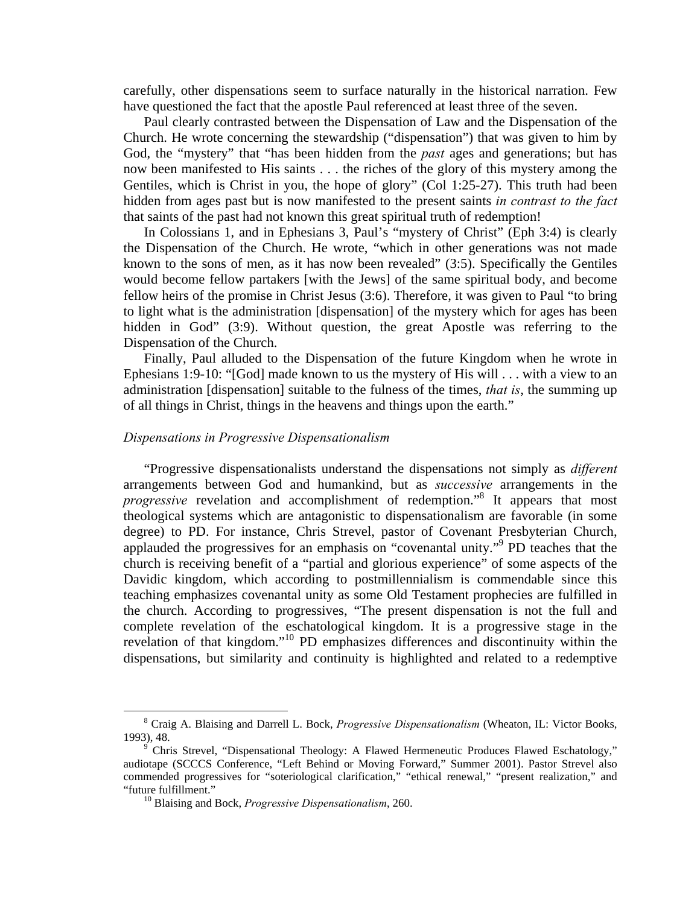carefully, other dispensations seem to surface naturally in the historical narration. Few have questioned the fact that the apostle Paul referenced at least three of the seven.

Paul clearly contrasted between the Dispensation of Law and the Dispensation of the Church. He wrote concerning the stewardship ("dispensation") that was given to him by God, the "mystery" that "has been hidden from the *past* ages and generations; but has now been manifested to His saints . . . the riches of the glory of this mystery among the Gentiles, which is Christ in you, the hope of glory" (Col 1:25-27). This truth had been hidden from ages past but is now manifested to the present saints *in contrast to the fact* that saints of the past had not known this great spiritual truth of redemption!

In Colossians 1, and in Ephesians 3, Paul's "mystery of Christ" (Eph 3:4) is clearly the Dispensation of the Church. He wrote, "which in other generations was not made known to the sons of men, as it has now been revealed" (3:5). Specifically the Gentiles would become fellow partakers [with the Jews] of the same spiritual body, and become fellow heirs of the promise in Christ Jesus (3:6). Therefore, it was given to Paul "to bring to light what is the administration [dispensation] of the mystery which for ages has been hidden in God" (3:9). Without question, the great Apostle was referring to the Dispensation of the Church.

Finally, Paul alluded to the Dispensation of the future Kingdom when he wrote in Ephesians 1:9-10: "[God] made known to us the mystery of His will . . . with a view to an administration [dispensation] suitable to the fulness of the times, *that is*, the summing up of all things in Christ, things in the heavens and things upon the earth."

### *Dispensations in Progressive Dispensationalism*

"Progressive dispensationalists understand the dispensations not simply as *different* arrangements between God and humankind, but as *successive* arrangements in the *progressive* revelation and accomplishment of redemption."[8] It appears that most theological systems which are antagonistic to dispensationalism are favorable (in some degree) to PD. For instance, Chris Strevel, pastor of Covenant Presbyterian Church, applauded the progressives for an emphasis on "covenantal unity."[9] PD teaches that the church is receiving benefit of a "partial and glorious experience" of some aspects of the Davidic kingdom, which according to postmillennialism is commendable since this teaching emphasizes covenantal unity as some Old Testament prophecies are fulfilled in the church. According to progressives, "The present dispensation is not the full and complete revelation of the eschatological kingdom. It is a progressive stage in the revelation of that kingdom."[10] PD emphasizes differences and discontinuity within the dispensations, but similarity and continuity is highlighted and related to a redemptive

---

[8] Craig A. Blaising and Darrell L. Bock, *Progressive Dispensationalism* (Wheaton, IL: Victor Books, 1993), 48.

[9] Chris Strevel, "Dispensational Theology: A Flawed Hermeneutic Produces Flawed Eschatology," audiotape (SCCCS Conference, "Left Behind or Moving Forward," Summer 2001). Pastor Strevel also commended progressives for "soteriological clarification," "ethical renewal," "present realization," and "future fulfillment."

[10] Blaising and Bock, *Progressive Dispensationalism*, 260.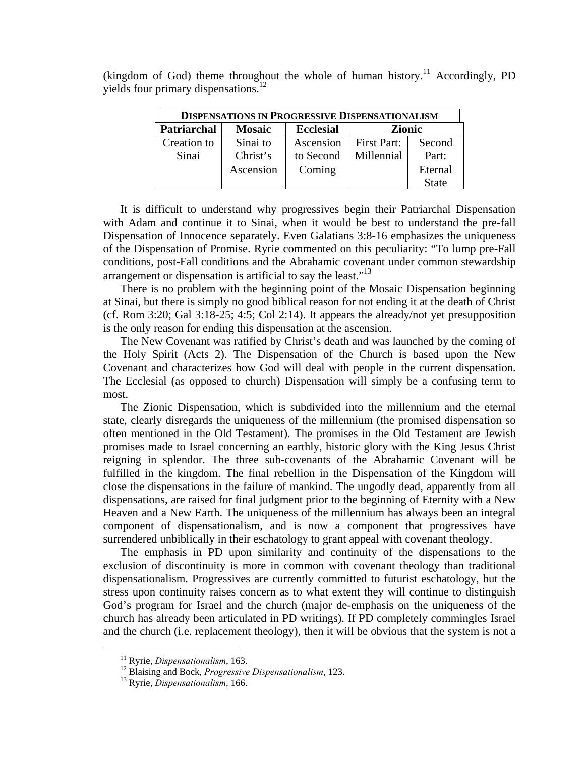(kingdom of God) theme throughout the whole of human history.[11] Accordingly, PD yields four primary dispensations.[12]

| **Dispensations in Progressive Dispensationalism** | | | | |
|---|---|---|---|---|
| **Patriarchal** | **Mosaic** | **Ecclesial** | **Zionic** | |
| Creation to Sinai | Sinai to Christ's Ascension | Ascension to Second Coming | First Part: Millennial | Second Part: Eternal State |

It is difficult to understand why progressives begin their Patriarchal Dispensation with Adam and continue it to Sinai, when it would be best to understand the pre-fall Dispensation of Innocence separately. Even Galatians 3:8-16 emphasizes the uniqueness of the Dispensation of Promise. Ryrie commented on this peculiarity: "To lump pre-Fall conditions, post-Fall conditions and the Abrahamic covenant under common stewardship arrangement or dispensation is artificial to say the least."[13]

There is no problem with the beginning point of the Mosaic Dispensation beginning at Sinai, but there is simply no good biblical reason for not ending it at the death of Christ (cf. Rom 3:20; Gal 3:18-25; 4:5; Col 2:14). It appears the already/not yet presupposition is the only reason for ending this dispensation at the ascension.

The New Covenant was ratified by Christ's death and was launched by the coming of the Holy Spirit (Acts 2). The Dispensation of the Church is based upon the New Covenant and characterizes how God will deal with people in the current dispensation. The Ecclesial (as opposed to church) Dispensation will simply be a confusing term to most.

The Zionic Dispensation, which is subdivided into the millennium and the eternal state, clearly disregards the uniqueness of the millennium (the promised dispensation so often mentioned in the Old Testament). The promises in the Old Testament are Jewish promises made to Israel concerning an earthly, historic glory with the King Jesus Christ reigning in splendor. The three sub-covenants of the Abrahamic Covenant will be fulfilled in the kingdom. The final rebellion in the Dispensation of the Kingdom will close the dispensations in the failure of mankind. The ungodly dead, apparently from all dispensations, are raised for final judgment prior to the beginning of Eternity with a New Heaven and a New Earth. The uniqueness of the millennium has always been an integral component of dispensationalism, and is now a component that progressives have surrendered unbiblically in their eschatology to grant appeal with covenant theology.

The emphasis in PD upon similarity and continuity of the dispensations to the exclusion of discontinuity is more in common with covenant theology than traditional dispensationalism. Progressives are currently committed to futurist eschatology, but the stress upon continuity raises concern as to what extent they will continue to distinguish God's program for Israel and the church (major de-emphasis on the uniqueness of the church has already been articulated in PD writings). If PD completely commingles Israel and the church (i.e. replacement theology), then it will be obvious that the system is not a

[11] Ryrie, *Dispensationalism*, 163.

[12] Blaising and Bock, *Progressive Dispensationalism*, 123.

[13] Ryrie, *Dispensationalism*, 166.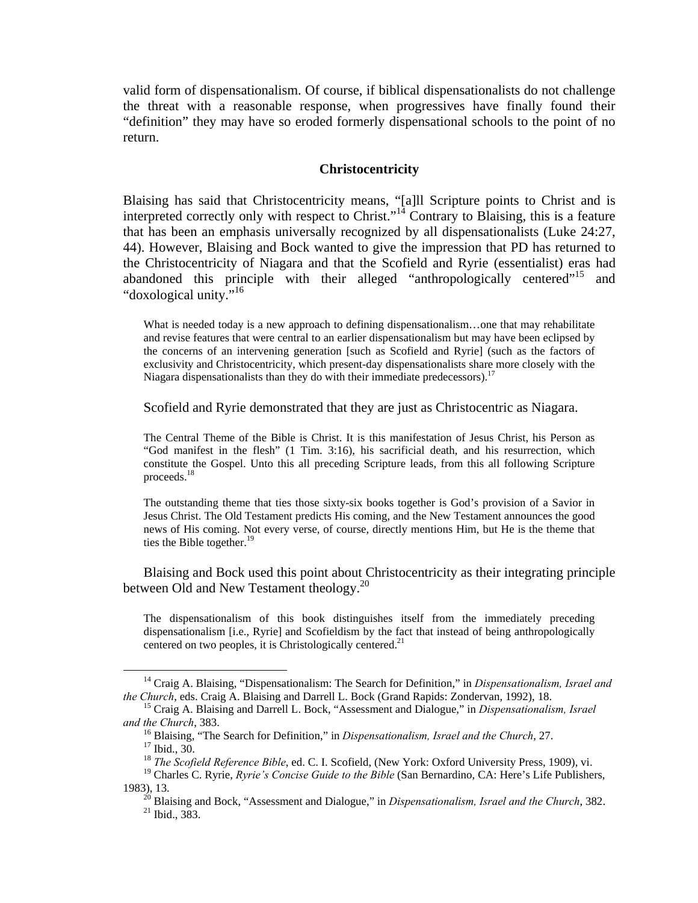valid form of dispensationalism. Of course, if biblical dispensationalists do not challenge the threat with a reasonable response, when progressives have finally found their "definition" they may have so eroded formerly dispensational schools to the point of no return.

### Christocentricity

Blaising has said that Christocentricity means, "[a]ll Scripture points to Christ and is interpreted correctly only with respect to Christ."[14] Contrary to Blaising, this is a feature that has been an emphasis universally recognized by all dispensationalists (Luke 24:27, 44). However, Blaising and Bock wanted to give the impression that PD has returned to the Christocentricity of Niagara and that the Scofield and Ryrie (essentialist) eras had abandoned this principle with their alleged "anthropologically centered"[15] and "doxological unity."[16]

> What is needed today is a new approach to defining dispensationalism…one that may rehabilitate and revise features that were central to an earlier dispensationalism but may have been eclipsed by the concerns of an intervening generation [such as Scofield and Ryrie] (such as the factors of exclusivity and Christocentricity, which present-day dispensationalists share more closely with the Niagara dispensationalists than they do with their immediate predecessors).[17]

Scofield and Ryrie demonstrated that they are just as Christocentric as Niagara.

> The Central Theme of the Bible is Christ. It is this manifestation of Jesus Christ, his Person as "God manifest in the flesh" (1 Tim. 3:16), his sacrificial death, and his resurrection, which constitute the Gospel. Unto this all preceding Scripture leads, from this all following Scripture proceeds.[18]

> The outstanding theme that ties those sixty-six books together is God's provision of a Savior in Jesus Christ. The Old Testament predicts His coming, and the New Testament announces the good news of His coming. Not every verse, of course, directly mentions Him, but He is the theme that ties the Bible together.[19]

Blaising and Bock used this point about Christocentricity as their integrating principle between Old and New Testament theology.[20]

> The dispensationalism of this book distinguishes itself from the immediately preceding dispensationalism [i.e., Ryrie] and Scofieldism by the fact that instead of being anthropologically centered on two peoples, it is Christologically centered.[21]

---

[14] Craig A. Blaising, "Dispensationalism: The Search for Definition," in *Dispensationalism, Israel and the Church*, eds. Craig A. Blaising and Darrell L. Bock (Grand Rapids: Zondervan, 1992), 18.

[15] Craig A. Blaising and Darrell L. Bock, "Assessment and Dialogue," in *Dispensationalism, Israel and the Church*, 383.

[16] Blaising, "The Search for Definition," in *Dispensationalism, Israel and the Church*, 27.

[17] Ibid., 30.

[18] *The Scofield Reference Bible*, ed. C. I. Scofield, (New York: Oxford University Press, 1909), vi.

[19] Charles C. Ryrie, *Ryrie's Concise Guide to the Bible* (San Bernardino, CA: Here's Life Publishers, 1983), 13.

[20] Blaising and Bock, "Assessment and Dialogue," in *Dispensationalism, Israel and the Church*, 382.

[21] Ibid., 383.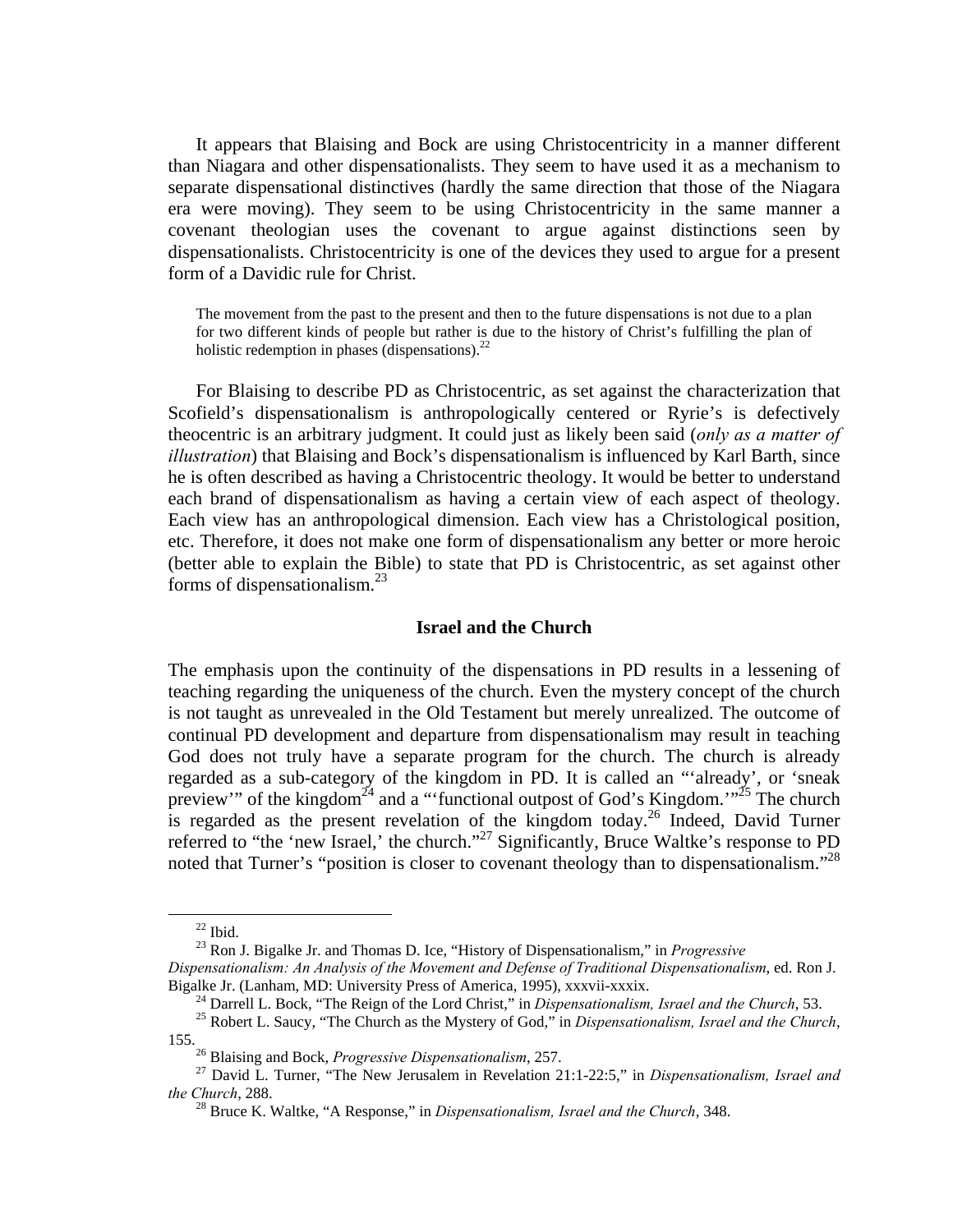It appears that Blaising and Bock are using Christocentricity in a manner different than Niagara and other dispensationalists. They seem to have used it as a mechanism to separate dispensational distinctives (hardly the same direction that those of the Niagara era were moving). They seem to be using Christocentricity in the same manner a covenant theologian uses the covenant to argue against distinctions seen by dispensationalists. Christocentricity is one of the devices they used to argue for a present form of a Davidic rule for Christ.

> The movement from the past to the present and then to the future dispensations is not due to a plan for two different kinds of people but rather is due to the history of Christ's fulfilling the plan of holistic redemption in phases (dispensations).[22]

For Blaising to describe PD as Christocentric, as set against the characterization that Scofield's dispensationalism is anthropologically centered or Ryrie's is defectively theocentric is an arbitrary judgment. It could just as likely been said (*only as a matter of illustration*) that Blaising and Bock's dispensationalism is influenced by Karl Barth, since he is often described as having a Christocentric theology. It would be better to understand each brand of dispensationalism as having a certain view of each aspect of theology. Each view has an anthropological dimension. Each view has a Christological position, etc. Therefore, it does not make one form of dispensationalism any better or more heroic (better able to explain the Bible) to state that PD is Christocentric, as set against other forms of dispensationalism.[23]

## Israel and the Church

The emphasis upon the continuity of the dispensations in PD results in a lessening of teaching regarding the uniqueness of the church. Even the mystery concept of the church is not taught as unrevealed in the Old Testament but merely unrealized. The outcome of continual PD development and departure from dispensationalism may result in teaching God does not truly have a separate program for the church. The church is already regarded as a sub-category of the kingdom in PD. It is called an "'already', or 'sneak preview'" of the kingdom[24] and a "'functional outpost of God's Kingdom.'"[25] The church is regarded as the present revelation of the kingdom today.[26] Indeed, David Turner referred to "the 'new Israel,' the church."[27] Significantly, Bruce Waltke's response to PD noted that Turner's "position is closer to covenant theology than to dispensationalism."[28]

---

[22] Ibid.

[23] Ron J. Bigalke Jr. and Thomas D. Ice, "History of Dispensationalism," in *Progressive Dispensationalism: An Analysis of the Movement and Defense of Traditional Dispensationalism*, ed. Ron J. Bigalke Jr. (Lanham, MD: University Press of America, 1995), xxxvii-xxxix.

[24] Darrell L. Bock, "The Reign of the Lord Christ," in *Dispensationalism, Israel and the Church*, 53.

[25] Robert L. Saucy, "The Church as the Mystery of God," in *Dispensationalism, Israel and the Church*, 155.

[26] Blaising and Bock, *Progressive Dispensationalism*, 257.

[27] David L. Turner, "The New Jerusalem in Revelation 21:1-22:5," in *Dispensationalism, Israel and the Church*, 288.

[28] Bruce K. Waltke, "A Response," in *Dispensationalism, Israel and the Church*, 348.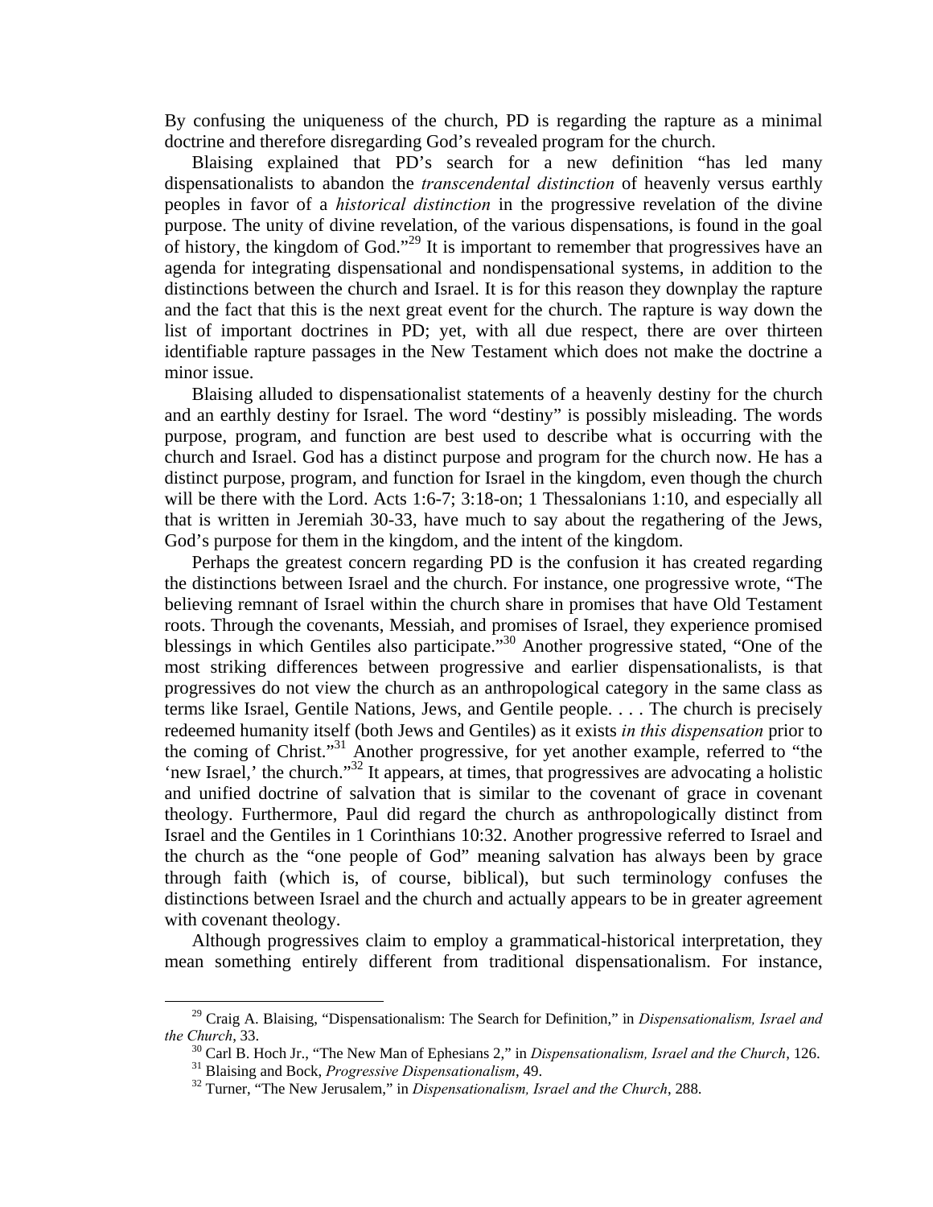By confusing the uniqueness of the church, PD is regarding the rapture as a minimal doctrine and therefore disregarding God's revealed program for the church.

Blaising explained that PD's search for a new definition "has led many dispensationalists to abandon the *transcendental distinction* of heavenly versus earthly peoples in favor of a *historical distinction* in the progressive revelation of the divine purpose. The unity of divine revelation, of the various dispensations, is found in the goal of history, the kingdom of God."[29] It is important to remember that progressives have an agenda for integrating dispensational and nondispensational systems, in addition to the distinctions between the church and Israel. It is for this reason they downplay the rapture and the fact that this is the next great event for the church. The rapture is way down the list of important doctrines in PD; yet, with all due respect, there are over thirteen identifiable rapture passages in the New Testament which does not make the doctrine a minor issue.

Blaising alluded to dispensationalist statements of a heavenly destiny for the church and an earthly destiny for Israel. The word "destiny" is possibly misleading. The words purpose, program, and function are best used to describe what is occurring with the church and Israel. God has a distinct purpose and program for the church now. He has a distinct purpose, program, and function for Israel in the kingdom, even though the church will be there with the Lord. Acts 1:6-7; 3:18-on; 1 Thessalonians 1:10, and especially all that is written in Jeremiah 30-33, have much to say about the regathering of the Jews, God's purpose for them in the kingdom, and the intent of the kingdom.

Perhaps the greatest concern regarding PD is the confusion it has created regarding the distinctions between Israel and the church. For instance, one progressive wrote, "The believing remnant of Israel within the church share in promises that have Old Testament roots. Through the covenants, Messiah, and promises of Israel, they experience promised blessings in which Gentiles also participate."[30] Another progressive stated, "One of the most striking differences between progressive and earlier dispensationalists, is that progressives do not view the church as an anthropological category in the same class as terms like Israel, Gentile Nations, Jews, and Gentile people. . . . The church is precisely redeemed humanity itself (both Jews and Gentiles) as it exists *in this dispensation* prior to the coming of Christ."[31] Another progressive, for yet another example, referred to "the 'new Israel,' the church."[32] It appears, at times, that progressives are advocating a holistic and unified doctrine of salvation that is similar to the covenant of grace in covenant theology. Furthermore, Paul did regard the church as anthropologically distinct from Israel and the Gentiles in 1 Corinthians 10:32. Another progressive referred to Israel and the church as the "one people of God" meaning salvation has always been by grace through faith (which is, of course, biblical), but such terminology confuses the distinctions between Israel and the church and actually appears to be in greater agreement with covenant theology.

Although progressives claim to employ a grammatical-historical interpretation, they mean something entirely different from traditional dispensationalism. For instance,

---

[29] Craig A. Blaising, "Dispensationalism: The Search for Definition," in *Dispensationalism, Israel and the Church*, 33.

[30] Carl B. Hoch Jr., "The New Man of Ephesians 2," in *Dispensationalism, Israel and the Church*, 126.

[31] Blaising and Bock, *Progressive Dispensationalism*, 49.

[32] Turner, "The New Jerusalem," in *Dispensationalism, Israel and the Church*, 288.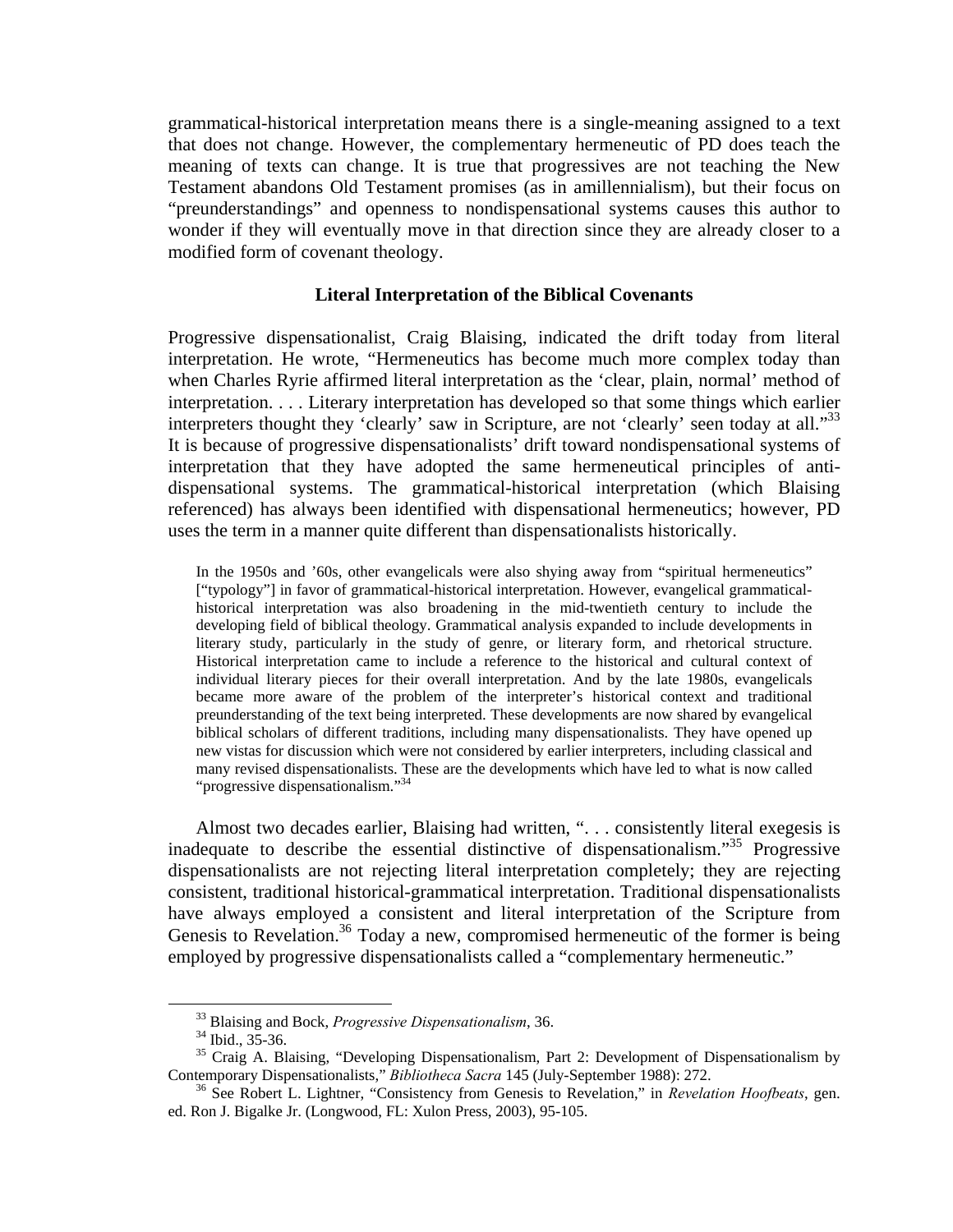grammatical-historical interpretation means there is a single-meaning assigned to a text that does not change. However, the complementary hermeneutic of PD does teach the meaning of texts can change. It is true that progressives are not teaching the New Testament abandons Old Testament promises (as in amillennialism), but their focus on "preunderstandings" and openness to nondispensational systems causes this author to wonder if they will eventually move in that direction since they are already closer to a modified form of covenant theology.

### Literal Interpretation of the Biblical Covenants

Progressive dispensationalist, Craig Blaising, indicated the drift today from literal interpretation. He wrote, "Hermeneutics has become much more complex today than when Charles Ryrie affirmed literal interpretation as the 'clear, plain, normal' method of interpretation. . . . Literary interpretation has developed so that some things which earlier interpreters thought they 'clearly' saw in Scripture, are not 'clearly' seen today at all."[33] It is because of progressive dispensationalists' drift toward nondispensational systems of interpretation that they have adopted the same hermeneutical principles of anti-dispensational systems. The grammatical-historical interpretation (which Blaising referenced) has always been identified with dispensational hermeneutics; however, PD uses the term in a manner quite different than dispensationalists historically.

> In the 1950s and '60s, other evangelicals were also shying away from "spiritual hermeneutics" ["typology"] in favor of grammatical-historical interpretation. However, evangelical grammatical-historical interpretation was also broadening in the mid-twentieth century to include the developing field of biblical theology. Grammatical analysis expanded to include developments in literary study, particularly in the study of genre, or literary form, and rhetorical structure. Historical interpretation came to include a reference to the historical and cultural context of individual literary pieces for their overall interpretation. And by the late 1980s, evangelicals became more aware of the problem of the interpreter's historical context and traditional preunderstanding of the text being interpreted. These developments are now shared by evangelical biblical scholars of different traditions, including many dispensationalists. They have opened up new vistas for discussion which were not considered by earlier interpreters, including classical and many revised dispensationalists. These are the developments which have led to what is now called "progressive dispensationalism."[34]

Almost two decades earlier, Blaising had written, ". . . consistently literal exegesis is inadequate to describe the essential distinctive of dispensationalism."[35] Progressive dispensationalists are not rejecting literal interpretation completely; they are rejecting consistent, traditional historical-grammatical interpretation. Traditional dispensationalists have always employed a consistent and literal interpretation of the Scripture from Genesis to Revelation.[36] Today a new, compromised hermeneutic of the former is being employed by progressive dispensationalists called a "complementary hermeneutic."

---

[33] Blaising and Bock, *Progressive Dispensationalism*, 36.

[34] Ibid., 35-36.

[35] Craig A. Blaising, "Developing Dispensationalism, Part 2: Development of Dispensationalism by Contemporary Dispensationalists," *Bibliotheca Sacra* 145 (July-September 1988): 272.

[36] See Robert L. Lightner, "Consistency from Genesis to Revelation," in *Revelation Hoofbeats*, gen. ed. Ron J. Bigalke Jr. (Longwood, FL: Xulon Press, 2003), 95-105.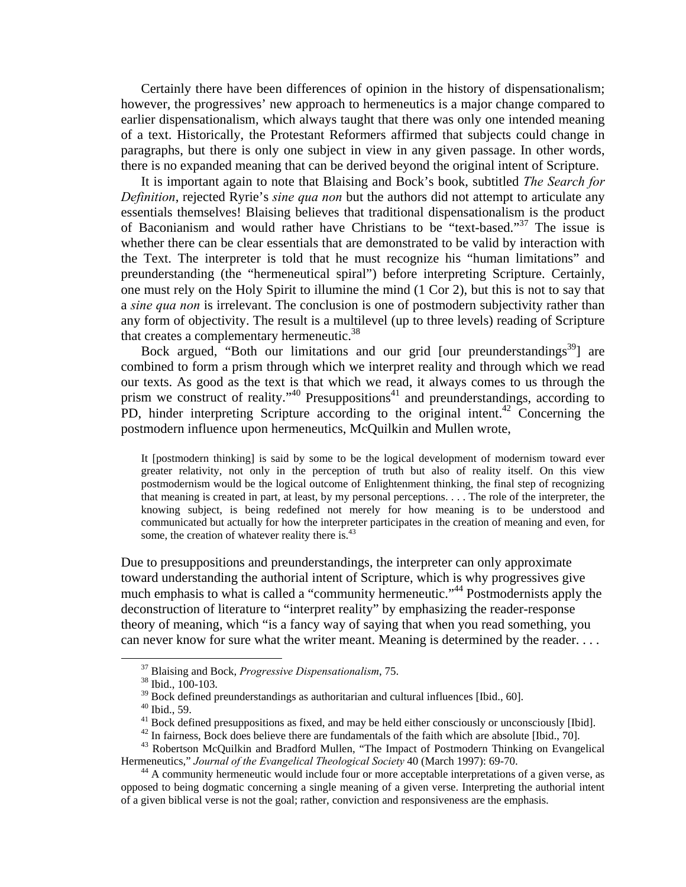Certainly there have been differences of opinion in the history of dispensationalism; however, the progressives' new approach to hermeneutics is a major change compared to earlier dispensationalism, which always taught that there was only one intended meaning of a text. Historically, the Protestant Reformers affirmed that subjects could change in paragraphs, but there is only one subject in view in any given passage. In other words, there is no expanded meaning that can be derived beyond the original intent of Scripture.

It is important again to note that Blaising and Bock's book, subtitled *The Search for Definition*, rejected Ryrie's *sine qua non* but the authors did not attempt to articulate any essentials themselves! Blaising believes that traditional dispensationalism is the product of Baconianism and would rather have Christians to be "text-based."[37] The issue is whether there can be clear essentials that are demonstrated to be valid by interaction with the Text. The interpreter is told that he must recognize his "human limitations" and preunderstanding (the "hermeneutical spiral") before interpreting Scripture. Certainly, one must rely on the Holy Spirit to illumine the mind (1 Cor 2), but this is not to say that a *sine qua non* is irrelevant. The conclusion is one of postmodern subjectivity rather than any form of objectivity. The result is a multilevel (up to three levels) reading of Scripture that creates a complementary hermeneutic.[38]

Bock argued, "Both our limitations and our grid [our preunderstandings[39]] are combined to form a prism through which we interpret reality and through which we read our texts. As good as the text is that which we read, it always comes to us through the prism we construct of reality."[40] Presuppositions[41] and preunderstandings, according to PD, hinder interpreting Scripture according to the original intent.[42] Concerning the postmodern influence upon hermeneutics, McQuilkin and Mullen wrote,

> It [postmodern thinking] is said by some to be the logical development of modernism toward ever greater relativity, not only in the perception of truth but also of reality itself. On this view postmodernism would be the logical outcome of Enlightenment thinking, the final step of recognizing that meaning is created in part, at least, by my personal perceptions. . . . The role of the interpreter, the knowing subject, is being redefined not merely for how meaning is to be understood and communicated but actually for how the interpreter participates in the creation of meaning and even, for some, the creation of whatever reality there is.[43]

Due to presuppositions and preunderstandings, the interpreter can only approximate toward understanding the authorial intent of Scripture, which is why progressives give much emphasis to what is called a "community hermeneutic."[44] Postmodernists apply the deconstruction of literature to "interpret reality" by emphasizing the reader-response theory of meaning, which "is a fancy way of saying that when you read something, you can never know for sure what the writer meant. Meaning is determined by the reader. . . .

---

[37] Blaising and Bock, *Progressive Dispensationalism*, 75.

[38] Ibid., 100-103.

[39] Bock defined preunderstandings as authoritarian and cultural influences [Ibid., 60].

[40] Ibid., 59.

[41] Bock defined presuppositions as fixed, and may be held either consciously or unconsciously [Ibid].

[42] In fairness, Bock does believe there are fundamentals of the faith which are absolute [Ibid., 70].

[43] Robertson McQuilkin and Bradford Mullen, "The Impact of Postmodern Thinking on Evangelical Hermeneutics," *Journal of the Evangelical Theological Society* 40 (March 1997): 69-70.

[44] A community hermeneutic would include four or more acceptable interpretations of a given verse, as opposed to being dogmatic concerning a single meaning of a given verse. Interpreting the authorial intent of a given biblical verse is not the goal; rather, conviction and responsiveness are the emphasis.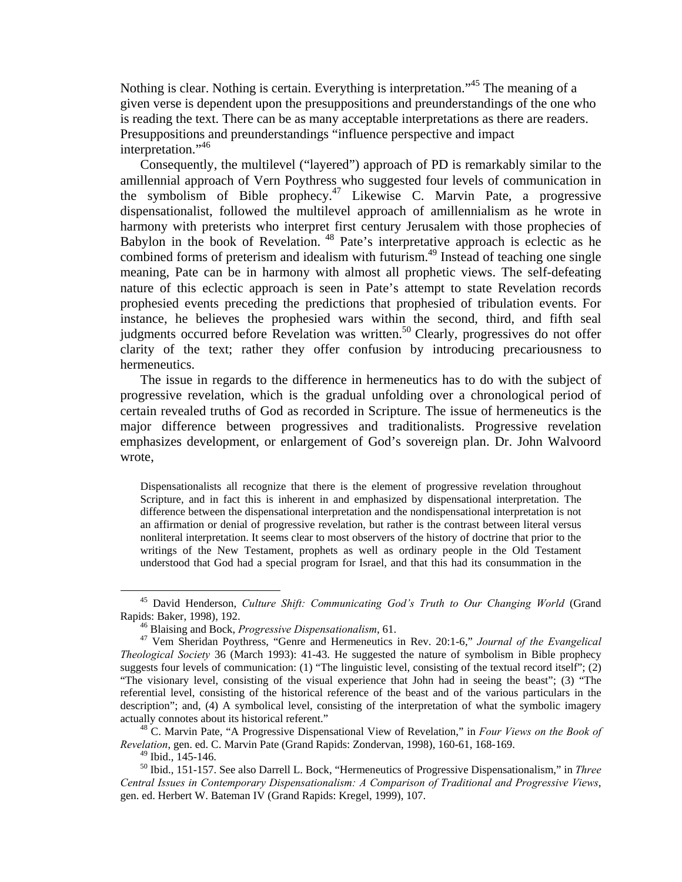Nothing is clear. Nothing is certain. Everything is interpretation."[45] The meaning of a given verse is dependent upon the presuppositions and preunderstandings of the one who is reading the text. There can be as many acceptable interpretations as there are readers. Presuppositions and preunderstandings "influence perspective and impact interpretation."[46]

Consequently, the multilevel ("layered") approach of PD is remarkably similar to the amillennial approach of Vern Poythress who suggested four levels of communication in the symbolism of Bible prophecy.[47] Likewise C. Marvin Pate, a progressive dispensationalist, followed the multilevel approach of amillennialism as he wrote in harmony with preterists who interpret first century Jerusalem with those prophecies of Babylon in the book of Revelation. [48] Pate's interpretative approach is eclectic as he combined forms of preterism and idealism with futurism.[49] Instead of teaching one single meaning, Pate can be in harmony with almost all prophetic views. The self-defeating nature of this eclectic approach is seen in Pate's attempt to state Revelation records prophesied events preceding the predictions that prophesied of tribulation events. For instance, he believes the prophesied wars within the second, third, and fifth seal judgments occurred before Revelation was written.[50] Clearly, progressives do not offer clarity of the text; rather they offer confusion by introducing precariousness to hermeneutics.

The issue in regards to the difference in hermeneutics has to do with the subject of progressive revelation, which is the gradual unfolding over a chronological period of certain revealed truths of God as recorded in Scripture. The issue of hermeneutics is the major difference between progressives and traditionalists. Progressive revelation emphasizes development, or enlargement of God's sovereign plan. Dr. John Walvoord wrote,

> Dispensationalists all recognize that there is the element of progressive revelation throughout Scripture, and in fact this is inherent in and emphasized by dispensational interpretation. The difference between the dispensational interpretation and the nondispensational interpretation is not an affirmation or denial of progressive revelation, but rather is the contrast between literal versus nonliteral interpretation. It seems clear to most observers of the history of doctrine that prior to the writings of the New Testament, prophets as well as ordinary people in the Old Testament understood that God had a special program for Israel, and that this had its consummation in the

---

[45] David Henderson, *Culture Shift: Communicating God's Truth to Our Changing World* (Grand Rapids: Baker, 1998), 192.

[46] Blaising and Bock, *Progressive Dispensationalism*, 61.

[47] Vem Sheridan Poythress, "Genre and Hermeneutics in Rev. 20:1-6," *Journal of the Evangelical Theological Society* 36 (March 1993): 41-43. He suggested the nature of symbolism in Bible prophecy suggests four levels of communication: (1) "The linguistic level, consisting of the textual record itself"; (2) "The visionary level, consisting of the visual experience that John had in seeing the beast"; (3) "The referential level, consisting of the historical reference of the beast and of the various particulars in the description"; and, (4) A symbolical level, consisting of the interpretation of what the symbolic imagery actually connotes about its historical referent."

[48] C. Marvin Pate, "A Progressive Dispensational View of Revelation," in *Four Views on the Book of Revelation*, gen. ed. C. Marvin Pate (Grand Rapids: Zondervan, 1998), 160-61, 168-169.

[49] Ibid., 145-146.

[50] Ibid., 151-157. See also Darrell L. Bock, "Hermeneutics of Progressive Dispensationalism," in *Three Central Issues in Contemporary Dispensationalism: A Comparison of Traditional and Progressive Views*, gen. ed. Herbert W. Bateman IV (Grand Rapids: Kregel, 1999), 107.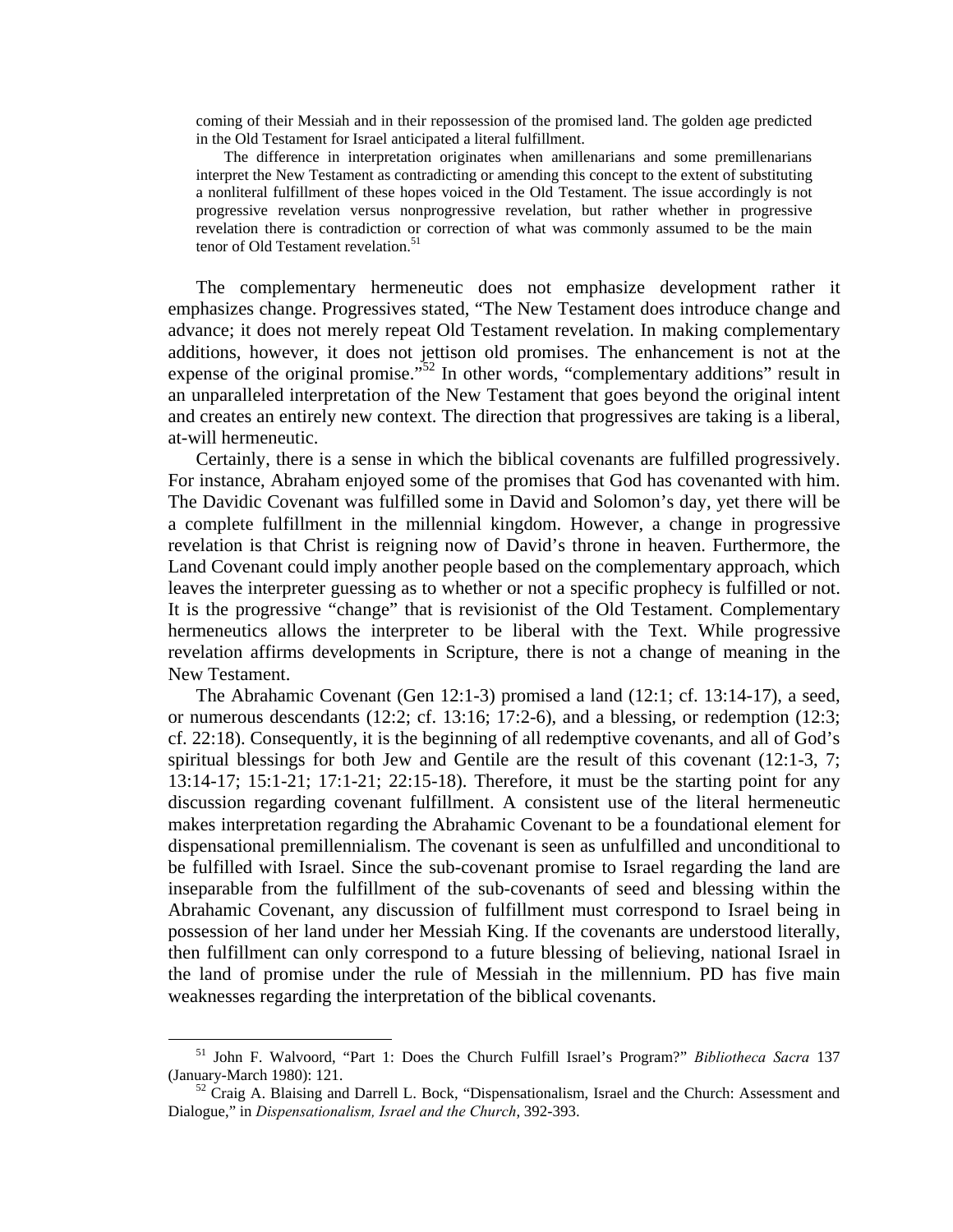> coming of their Messiah and in their repossession of the promised land. The golden age predicted in the Old Testament for Israel anticipated a literal fulfillment.
>
> The difference in interpretation originates when amillenarians and some premillenarians interpret the New Testament as contradicting or amending this concept to the extent of substituting a nonliteral fulfillment of these hopes voiced in the Old Testament. The issue accordingly is not progressive revelation versus nonprogressive revelation, but rather whether in progressive revelation there is contradiction or correction of what was commonly assumed to be the main tenor of Old Testament revelation.[51]

The complementary hermeneutic does not emphasize development rather it emphasizes change. Progressives stated, "The New Testament does introduce change and advance; it does not merely repeat Old Testament revelation. In making complementary additions, however, it does not jettison old promises. The enhancement is not at the expense of the original promise."[52] In other words, "complementary additions" result in an unparalleled interpretation of the New Testament that goes beyond the original intent and creates an entirely new context. The direction that progressives are taking is a liberal, at-will hermeneutic.

Certainly, there is a sense in which the biblical covenants are fulfilled progressively. For instance, Abraham enjoyed some of the promises that God has covenanted with him. The Davidic Covenant was fulfilled some in David and Solomon's day, yet there will be a complete fulfillment in the millennial kingdom. However, a change in progressive revelation is that Christ is reigning now of David's throne in heaven. Furthermore, the Land Covenant could imply another people based on the complementary approach, which leaves the interpreter guessing as to whether or not a specific prophecy is fulfilled or not. It is the progressive "change" that is revisionist of the Old Testament. Complementary hermeneutics allows the interpreter to be liberal with the Text. While progressive revelation affirms developments in Scripture, there is not a change of meaning in the New Testament.

The Abrahamic Covenant (Gen 12:1-3) promised a land (12:1; cf. 13:14-17), a seed, or numerous descendants (12:2; cf. 13:16; 17:2-6), and a blessing, or redemption (12:3; cf. 22:18). Consequently, it is the beginning of all redemptive covenants, and all of God's spiritual blessings for both Jew and Gentile are the result of this covenant (12:1-3, 7; 13:14-17; 15:1-21; 17:1-21; 22:15-18). Therefore, it must be the starting point for any discussion regarding covenant fulfillment. A consistent use of the literal hermeneutic makes interpretation regarding the Abrahamic Covenant to be a foundational element for dispensational premillennialism. The covenant is seen as unfulfilled and unconditional to be fulfilled with Israel. Since the sub-covenant promise to Israel regarding the land are inseparable from the fulfillment of the sub-covenants of seed and blessing within the Abrahamic Covenant, any discussion of fulfillment must correspond to Israel being in possession of her land under her Messiah King. If the covenants are understood literally, then fulfillment can only correspond to a future blessing of believing, national Israel in the land of promise under the rule of Messiah in the millennium. PD has five main weaknesses regarding the interpretation of the biblical covenants.

---

[51] John F. Walvoord, "Part 1: Does the Church Fulfill Israel's Program?" *Bibliotheca Sacra* 137 (January-March 1980): 121.

[52] Craig A. Blaising and Darrell L. Bock, "Dispensationalism, Israel and the Church: Assessment and Dialogue," in *Dispensationalism, Israel and the Church*, 392-393.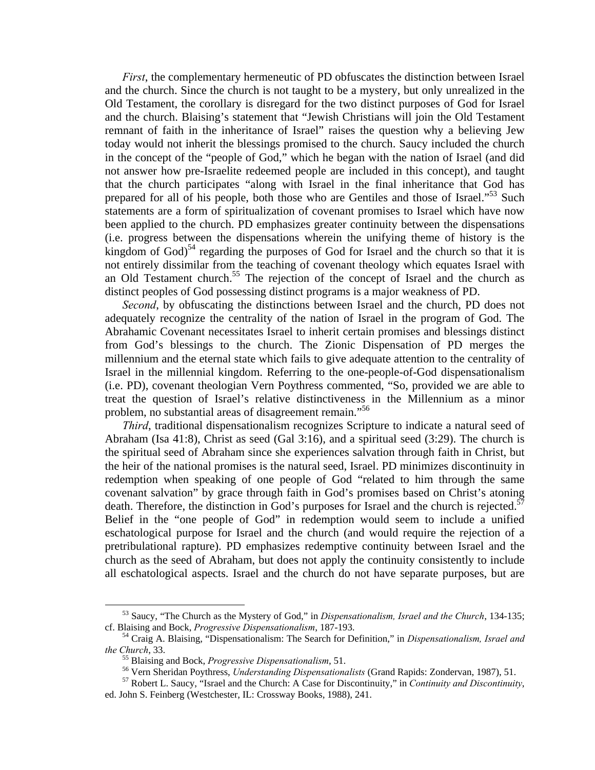*First*, the complementary hermeneutic of PD obfuscates the distinction between Israel and the church. Since the church is not taught to be a mystery, but only unrealized in the Old Testament, the corollary is disregard for the two distinct purposes of God for Israel and the church. Blaising's statement that "Jewish Christians will join the Old Testament remnant of faith in the inheritance of Israel" raises the question why a believing Jew today would not inherit the blessings promised to the church. Saucy included the church in the concept of the "people of God," which he began with the nation of Israel (and did not answer how pre-Israelite redeemed people are included in this concept), and taught that the church participates "along with Israel in the final inheritance that God has prepared for all of his people, both those who are Gentiles and those of Israel."[53] Such statements are a form of spiritualization of covenant promises to Israel which have now been applied to the church. PD emphasizes greater continuity between the dispensations (i.e. progress between the dispensations wherein the unifying theme of history is the kingdom of God)[54] regarding the purposes of God for Israel and the church so that it is not entirely dissimilar from the teaching of covenant theology which equates Israel with an Old Testament church.[55] The rejection of the concept of Israel and the church as distinct peoples of God possessing distinct programs is a major weakness of PD.

*Second*, by obfuscating the distinctions between Israel and the church, PD does not adequately recognize the centrality of the nation of Israel in the program of God. The Abrahamic Covenant necessitates Israel to inherit certain promises and blessings distinct from God's blessings to the church. The Zionic Dispensation of PD merges the millennium and the eternal state which fails to give adequate attention to the centrality of Israel in the millennial kingdom. Referring to the one-people-of-God dispensationalism (i.e. PD), covenant theologian Vern Poythress commented, "So, provided we are able to treat the question of Israel's relative distinctiveness in the Millennium as a minor problem, no substantial areas of disagreement remain."[56]

*Third*, traditional dispensationalism recognizes Scripture to indicate a natural seed of Abraham (Isa 41:8), Christ as seed (Gal 3:16), and a spiritual seed (3:29). The church is the spiritual seed of Abraham since she experiences salvation through faith in Christ, but the heir of the national promises is the natural seed, Israel. PD minimizes discontinuity in redemption when speaking of one people of God "related to him through the same covenant salvation" by grace through faith in God's promises based on Christ's atoning death. Therefore, the distinction in God's purposes for Israel and the church is rejected.[57] Belief in the "one people of God" in redemption would seem to include a unified eschatological purpose for Israel and the church (and would require the rejection of a pretribulational rapture). PD emphasizes redemptive continuity between Israel and the church as the seed of Abraham, but does not apply the continuity consistently to include all eschatological aspects. Israel and the church do not have separate purposes, but are

---

[53] Saucy, "The Church as the Mystery of God," in *Dispensationalism, Israel and the Church*, 134-135; cf. Blaising and Bock, *Progressive Dispensationalism*, 187-193.

[54] Craig A. Blaising, "Dispensationalism: The Search for Definition," in *Dispensationalism, Israel and the Church*, 33.

[55] Blaising and Bock, *Progressive Dispensationalism*, 51.

[56] Vern Sheridan Poythress, *Understanding Dispensationalists* (Grand Rapids: Zondervan, 1987), 51.

[57] Robert L. Saucy, "Israel and the Church: A Case for Discontinuity," in *Continuity and Discontinuity*, ed. John S. Feinberg (Westchester, IL: Crossway Books, 1988), 241.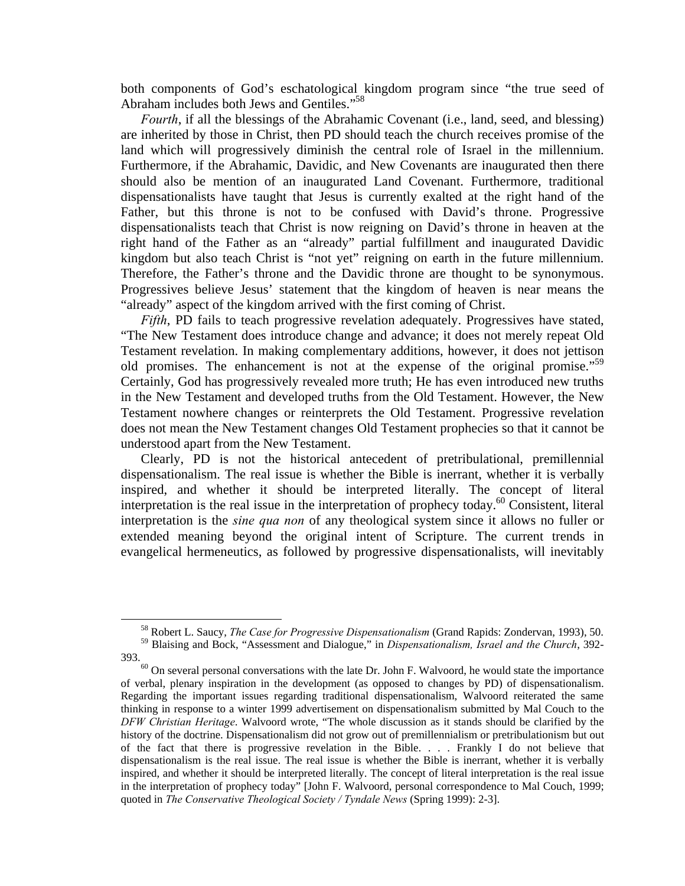both components of God's eschatological kingdom program since "the true seed of Abraham includes both Jews and Gentiles."[58]

*Fourth*, if all the blessings of the Abrahamic Covenant (i.e., land, seed, and blessing) are inherited by those in Christ, then PD should teach the church receives promise of the land which will progressively diminish the central role of Israel in the millennium. Furthermore, if the Abrahamic, Davidic, and New Covenants are inaugurated then there should also be mention of an inaugurated Land Covenant. Furthermore, traditional dispensationalists have taught that Jesus is currently exalted at the right hand of the Father, but this throne is not to be confused with David's throne. Progressive dispensationalists teach that Christ is now reigning on David's throne in heaven at the right hand of the Father as an "already" partial fulfillment and inaugurated Davidic kingdom but also teach Christ is "not yet" reigning on earth in the future millennium. Therefore, the Father's throne and the Davidic throne are thought to be synonymous. Progressives believe Jesus' statement that the kingdom of heaven is near means the "already" aspect of the kingdom arrived with the first coming of Christ.

*Fifth*, PD fails to teach progressive revelation adequately. Progressives have stated, "The New Testament does introduce change and advance; it does not merely repeat Old Testament revelation. In making complementary additions, however, it does not jettison old promises. The enhancement is not at the expense of the original promise."[59] Certainly, God has progressively revealed more truth; He has even introduced new truths in the New Testament and developed truths from the Old Testament. However, the New Testament nowhere changes or reinterprets the Old Testament. Progressive revelation does not mean the New Testament changes Old Testament prophecies so that it cannot be understood apart from the New Testament.

Clearly, PD is not the historical antecedent of pretribulational, premillennial dispensationalism. The real issue is whether the Bible is inerrant, whether it is verbally inspired, and whether it should be interpreted literally. The concept of literal interpretation is the real issue in the interpretation of prophecy today.[60] Consistent, literal interpretation is the *sine qua non* of any theological system since it allows no fuller or extended meaning beyond the original intent of Scripture. The current trends in evangelical hermeneutics, as followed by progressive dispensationalists, will inevitably

---

[58] Robert L. Saucy, *The Case for Progressive Dispensationalism* (Grand Rapids: Zondervan, 1993), 50.

[59] Blaising and Bock, "Assessment and Dialogue," in *Dispensationalism, Israel and the Church*, 392-393.

[60] On several personal conversations with the late Dr. John F. Walvoord, he would state the importance of verbal, plenary inspiration in the development (as opposed to changes by PD) of dispensationalism. Regarding the important issues regarding traditional dispensationalism, Walvoord reiterated the same thinking in response to a winter 1999 advertisement on dispensationalism submitted by Mal Couch to the *DFW Christian Heritage*. Walvoord wrote, "The whole discussion as it stands should be clarified by the history of the doctrine. Dispensationalism did not grow out of premillennialism or pretribulationism but out of the fact that there is progressive revelation in the Bible. . . . Frankly I do not believe that dispensationalism is the real issue. The real issue is whether the Bible is inerrant, whether it is verbally inspired, and whether it should be interpreted literally. The concept of literal interpretation is the real issue in the interpretation of prophecy today" [John F. Walvoord, personal correspondence to Mal Couch, 1999; quoted in *The Conservative Theological Society / Tyndale News* (Spring 1999): 2-3].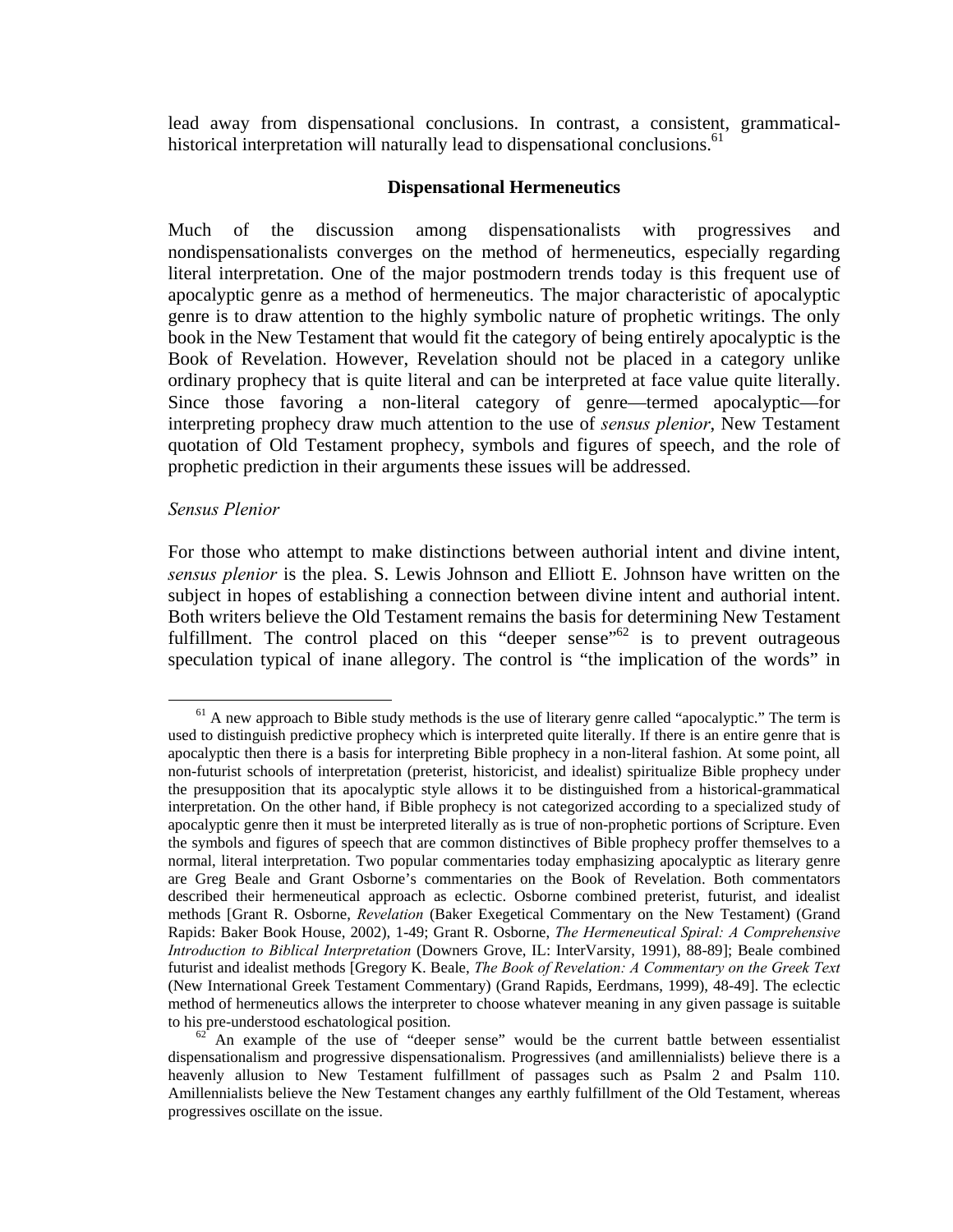lead away from dispensational conclusions. In contrast, a consistent, grammatical-historical interpretation will naturally lead to dispensational conclusions.[61]

## Dispensational Hermeneutics

Much of the discussion among dispensationalists with progressives and nondispensationalists converges on the method of hermeneutics, especially regarding literal interpretation. One of the major postmodern trends today is this frequent use of apocalyptic genre as a method of hermeneutics. The major characteristic of apocalyptic genre is to draw attention to the highly symbolic nature of prophetic writings. The only book in the New Testament that would fit the category of being entirely apocalyptic is the Book of Revelation. However, Revelation should not be placed in a category unlike ordinary prophecy that is quite literal and can be interpreted at face value quite literally. Since those favoring a non-literal category of genre—termed apocalyptic—for interpreting prophecy draw much attention to the use of *sensus plenior*, New Testament quotation of Old Testament prophecy, symbols and figures of speech, and the role of prophetic prediction in their arguments these issues will be addressed.

### *Sensus Plenior*

For those who attempt to make distinctions between authorial intent and divine intent, *sensus plenior* is the plea. S. Lewis Johnson and Elliott E. Johnson have written on the subject in hopes of establishing a connection between divine intent and authorial intent. Both writers believe the Old Testament remains the basis for determining New Testament fulfillment. The control placed on this "deeper sense"[62] is to prevent outrageous speculation typical of inane allegory. The control is "the implication of the words" in

---

[61] A new approach to Bible study methods is the use of literary genre called "apocalyptic." The term is used to distinguish predictive prophecy which is interpreted quite literally. If there is an entire genre that is apocalyptic then there is a basis for interpreting Bible prophecy in a non-literal fashion. At some point, all non-futurist schools of interpretation (preterist, historicist, and idealist) spiritualize Bible prophecy under the presupposition that its apocalyptic style allows it to be distinguished from a historical-grammatical interpretation. On the other hand, if Bible prophecy is not categorized according to a specialized study of apocalyptic genre then it must be interpreted literally as is true of non-prophetic portions of Scripture. Even the symbols and figures of speech that are common distinctives of Bible prophecy proffer themselves to a normal, literal interpretation. Two popular commentaries today emphasizing apocalyptic as literary genre are Greg Beale and Grant Osborne's commentaries on the Book of Revelation. Both commentators described their hermeneutical approach as eclectic. Osborne combined preterist, futurist, and idealist methods [Grant R. Osborne, *Revelation* (Baker Exegetical Commentary on the New Testament) (Grand Rapids: Baker Book House, 2002), 1-49; Grant R. Osborne, *The Hermeneutical Spiral: A Comprehensive Introduction to Biblical Interpretation* (Downers Grove, IL: InterVarsity, 1991), 88-89]; Beale combined futurist and idealist methods [Gregory K. Beale, *The Book of Revelation: A Commentary on the Greek Text* (New International Greek Testament Commentary) (Grand Rapids, Eerdmans, 1999), 48-49]. The eclectic method of hermeneutics allows the interpreter to choose whatever meaning in any given passage is suitable to his pre-understood eschatological position.

[62] An example of the use of "deeper sense" would be the current battle between essentialist dispensationalism and progressive dispensationalism. Progressives (and amillennialists) believe there is a heavenly allusion to New Testament fulfillment of passages such as Psalm 2 and Psalm 110. Amillennialists believe the New Testament changes any earthly fulfillment of the Old Testament, whereas progressives oscillate on the issue.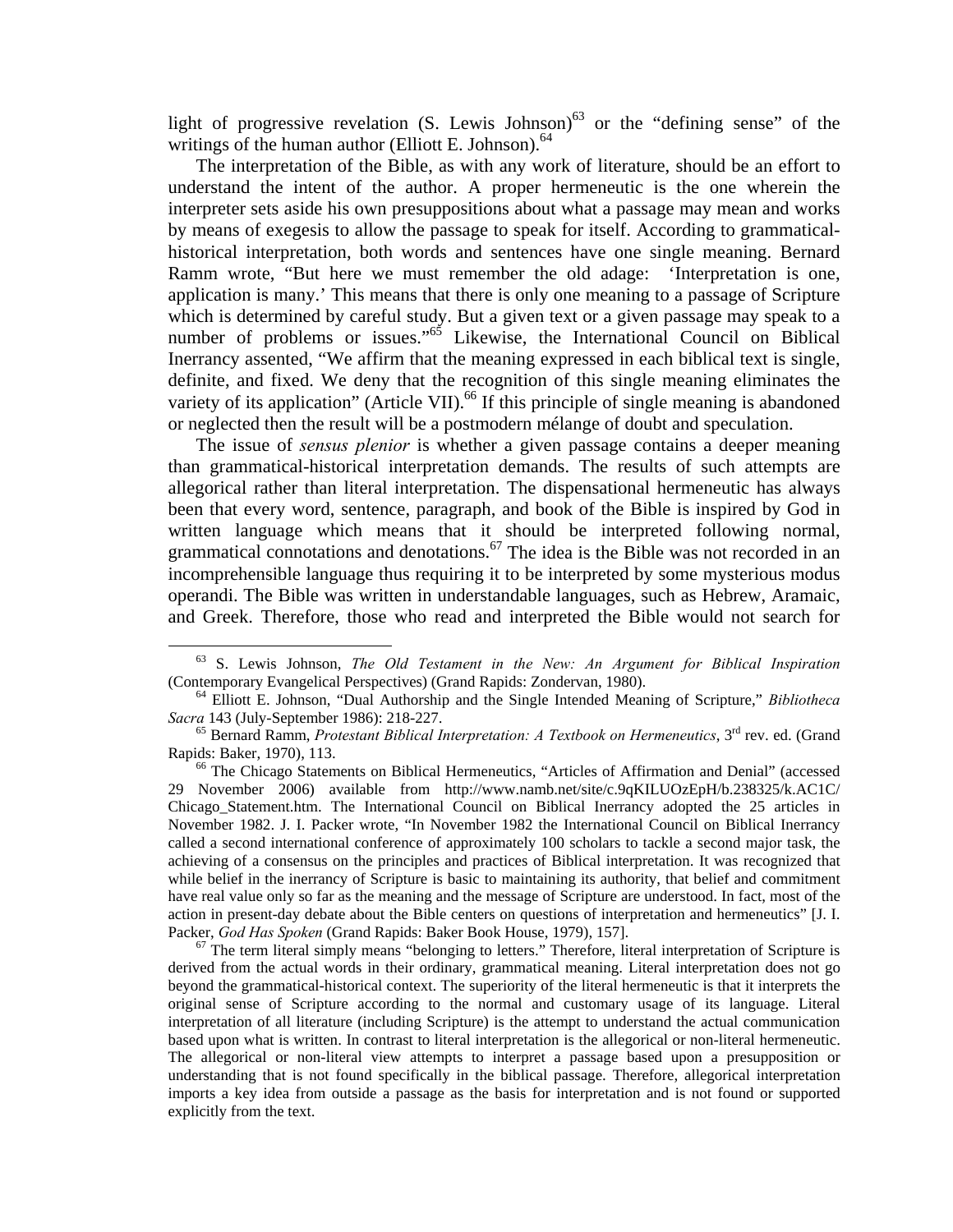light of progressive revelation (S. Lewis Johnson)[63] or the "defining sense" of the writings of the human author (Elliott E. Johnson).[64]

The interpretation of the Bible, as with any work of literature, should be an effort to understand the intent of the author. A proper hermeneutic is the one wherein the interpreter sets aside his own presuppositions about what a passage may mean and works by means of exegesis to allow the passage to speak for itself. According to grammatical-historical interpretation, both words and sentences have one single meaning. Bernard Ramm wrote, "But here we must remember the old adage: 'Interpretation is one, application is many.' This means that there is only one meaning to a passage of Scripture which is determined by careful study. But a given text or a given passage may speak to a number of problems or issues."[65] Likewise, the International Council on Biblical Inerrancy assented, "We affirm that the meaning expressed in each biblical text is single, definite, and fixed. We deny that the recognition of this single meaning eliminates the variety of its application" (Article VII).[66] If this principle of single meaning is abandoned or neglected then the result will be a postmodern mélange of doubt and speculation.

The issue of *sensus plenior* is whether a given passage contains a deeper meaning than grammatical-historical interpretation demands. The results of such attempts are allegorical rather than literal interpretation. The dispensational hermeneutic has always been that every word, sentence, paragraph, and book of the Bible is inspired by God in written language which means that it should be interpreted following normal, grammatical connotations and denotations.[67] The idea is the Bible was not recorded in an incomprehensible language thus requiring it to be interpreted by some mysterious modus operandi. The Bible was written in understandable languages, such as Hebrew, Aramaic, and Greek. Therefore, those who read and interpreted the Bible would not search for

---

[63] S. Lewis Johnson, *The Old Testament in the New: An Argument for Biblical Inspiration* (Contemporary Evangelical Perspectives) (Grand Rapids: Zondervan, 1980).

[64] Elliott E. Johnson, "Dual Authorship and the Single Intended Meaning of Scripture," *Bibliotheca Sacra* 143 (July-September 1986): 218-227.

[65] Bernard Ramm, *Protestant Biblical Interpretation: A Textbook on Hermeneutics*, 3rd rev. ed. (Grand Rapids: Baker, 1970), 113.

[66] The Chicago Statements on Biblical Hermeneutics, "Articles of Affirmation and Denial" (accessed 29 November 2006) available from http://www.namb.net/site/c.9qKILUOzEpH/b.238325/k.AC1C/Chicago_Statement.htm. The International Council on Biblical Inerrancy adopted the 25 articles in November 1982. J. I. Packer wrote, "In November 1982 the International Council on Biblical Inerrancy called a second international conference of approximately 100 scholars to tackle a second major task, the achieving of a consensus on the principles and practices of Biblical interpretation. It was recognized that while belief in the inerrancy of Scripture is basic to maintaining its authority, that belief and commitment have real value only so far as the meaning and the message of Scripture are understood. In fact, most of the action in present-day debate about the Bible centers on questions of interpretation and hermeneutics" [J. I. Packer, *God Has Spoken* (Grand Rapids: Baker Book House, 1979), 157].

[67] The term literal simply means "belonging to letters." Therefore, literal interpretation of Scripture is derived from the actual words in their ordinary, grammatical meaning. Literal interpretation does not go beyond the grammatical-historical context. The superiority of the literal hermeneutic is that it interprets the original sense of Scripture according to the normal and customary usage of its language. Literal interpretation of all literature (including Scripture) is the attempt to understand the actual communication based upon what is written. In contrast to literal interpretation is the allegorical or non-literal hermeneutic. The allegorical or non-literal view attempts to interpret a passage based upon a presupposition or understanding that is not found specifically in the biblical passage. Therefore, allegorical interpretation imports a key idea from outside a passage as the basis for interpretation and is not found or supported explicitly from the text.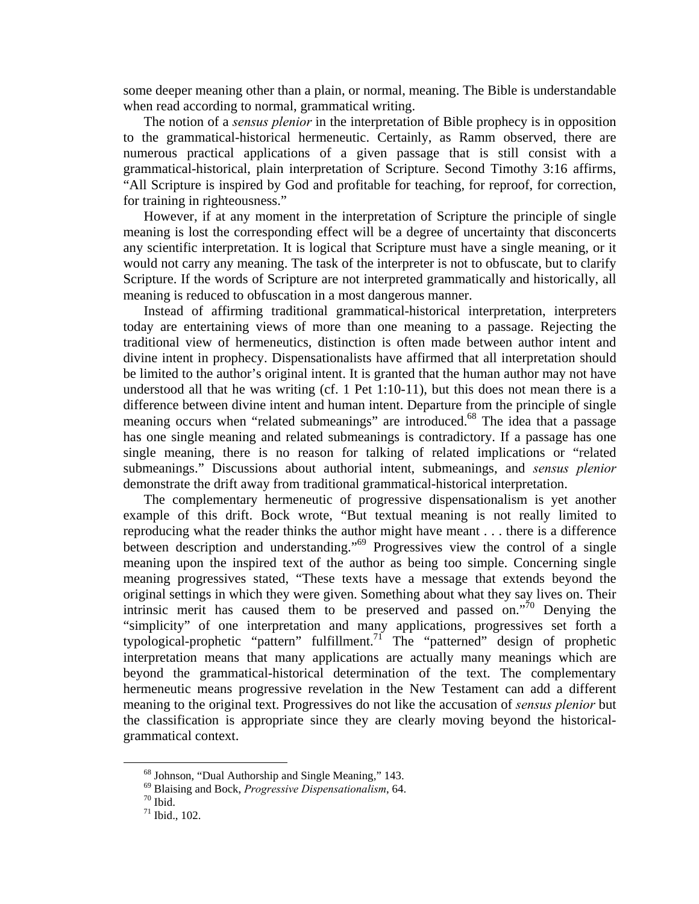some deeper meaning other than a plain, or normal, meaning. The Bible is understandable when read according to normal, grammatical writing.

The notion of a *sensus plenior* in the interpretation of Bible prophecy is in opposition to the grammatical-historical hermeneutic. Certainly, as Ramm observed, there are numerous practical applications of a given passage that is still consist with a grammatical-historical, plain interpretation of Scripture. Second Timothy 3:16 affirms, "All Scripture is inspired by God and profitable for teaching, for reproof, for correction, for training in righteousness."

However, if at any moment in the interpretation of Scripture the principle of single meaning is lost the corresponding effect will be a degree of uncertainty that disconcerts any scientific interpretation. It is logical that Scripture must have a single meaning, or it would not carry any meaning. The task of the interpreter is not to obfuscate, but to clarify Scripture. If the words of Scripture are not interpreted grammatically and historically, all meaning is reduced to obfuscation in a most dangerous manner.

Instead of affirming traditional grammatical-historical interpretation, interpreters today are entertaining views of more than one meaning to a passage. Rejecting the traditional view of hermeneutics, distinction is often made between author intent and divine intent in prophecy. Dispensationalists have affirmed that all interpretation should be limited to the author's original intent. It is granted that the human author may not have understood all that he was writing (cf. 1 Pet 1:10-11), but this does not mean there is a difference between divine intent and human intent. Departure from the principle of single meaning occurs when "related submeanings" are introduced.[68] The idea that a passage has one single meaning and related submeanings is contradictory. If a passage has one single meaning, there is no reason for talking of related implications or "related submeanings." Discussions about authorial intent, submeanings, and *sensus plenior* demonstrate the drift away from traditional grammatical-historical interpretation.

The complementary hermeneutic of progressive dispensationalism is yet another example of this drift. Bock wrote, "But textual meaning is not really limited to reproducing what the reader thinks the author might have meant . . . there is a difference between description and understanding."[69] Progressives view the control of a single meaning upon the inspired text of the author as being too simple. Concerning single meaning progressives stated, "These texts have a message that extends beyond the original settings in which they were given. Something about what they say lives on. Their intrinsic merit has caused them to be preserved and passed on."[70] Denying the "simplicity" of one interpretation and many applications, progressives set forth a typological-prophetic "pattern" fulfillment.[71] The "patterned" design of prophetic interpretation means that many applications are actually many meanings which are beyond the grammatical-historical determination of the text. The complementary hermeneutic means progressive revelation in the New Testament can add a different meaning to the original text. Progressives do not like the accusation of *sensus plenior* but the classification is appropriate since they are clearly moving beyond the historical-grammatical context.

---

[68] Johnson, "Dual Authorship and Single Meaning," 143.

[69] Blaising and Bock, *Progressive Dispensationalism*, 64.

[70] Ibid.

[71] Ibid., 102.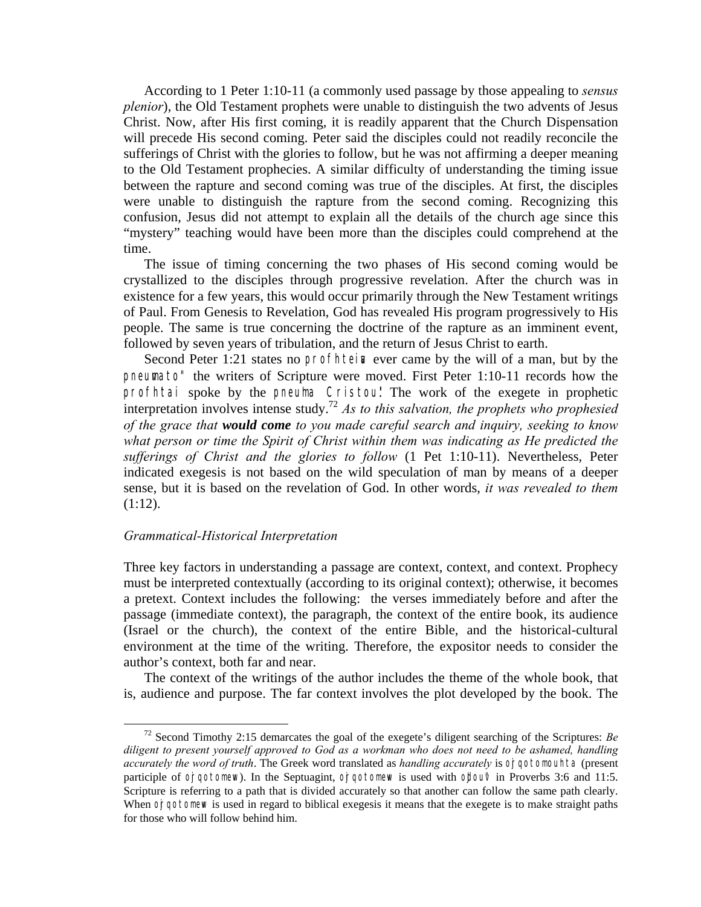According to 1 Peter 1:10-11 (a commonly used passage by those appealing to *sensus plenior*), the Old Testament prophets were unable to distinguish the two advents of Jesus Christ. Now, after His first coming, it is readily apparent that the Church Dispensation will precede His second coming. Peter said the disciples could not readily reconcile the sufferings of Christ with the glories to follow, but he was not affirming a deeper meaning to the Old Testament prophecies. A similar difficulty of understanding the timing issue between the rapture and second coming was true of the disciples. At first, the disciples were unable to distinguish the rapture from the second coming. Recognizing this confusion, Jesus did not attempt to explain all the details of the church age since this "mystery" teaching would have been more than the disciples could comprehend at the time.

The issue of timing concerning the two phases of His second coming would be crystallized to the disciples through progressive revelation. After the church was in existence for a few years, this would occur primarily through the New Testament writings of Paul. From Genesis to Revelation, God has revealed His program progressively to His people. The same is true concerning the doctrine of the rapture as an imminent event, followed by seven years of tribulation, and the return of Jesus Christ to earth.

Second Peter 1:21 states no profhteia ever came by the will of a man, but by the pneumato" the writers of Scripture were moved. First Peter 1:10-11 records how the profhtai spoke by the pneuma Cristou. The work of the exegete in prophetic interpretation involves intense study.[72] *As to this salvation, the prophets who prophesied of the grace that* ***would come*** *to you made careful search and inquiry, seeking to know what person or time the Spirit of Christ within them was indicating as He predicted the sufferings of Christ and the glories to follow* (1 Pet 1:10-11). Nevertheless, Peter indicated exegesis is not based on the wild speculation of man by means of a deeper sense, but it is based on the revelation of God. In other words, *it was revealed to them* (1:12).

### *Grammatical-Historical Interpretation*

Three key factors in understanding a passage are context, context, and context. Prophecy must be interpreted contextually (according to its original context); otherwise, it becomes a pretext. Context includes the following: the verses immediately before and after the passage (immediate context), the paragraph, the context of the entire book, its audience (Israel or the church), the context of the entire Bible, and the historical-cultural environment at the time of the writing. Therefore, the expositor needs to consider the author's context, both far and near.

The context of the writings of the author includes the theme of the whole book, that is, audience and purpose. The far context involves the plot developed by the book. The

---

[72] Second Timothy 2:15 demarcates the goal of the exegete's diligent searching of the Scriptures: *Be diligent to present yourself approved to God as a workman who does not need to be ashamed, handling accurately the word of truth*. The Greek word translated as *handling accurately* is ojrqotomou'nta (present participle of ojrqotomew). In the Septuagint, ojrqotomew is used with oJdou'" in Proverbs 3:6 and 11:5. Scripture is referring to a path that is divided accurately so that another can follow the same path clearly. When ojrqotomew is used in regard to biblical exegesis it means that the exegete is to make straight paths for those who will follow behind him.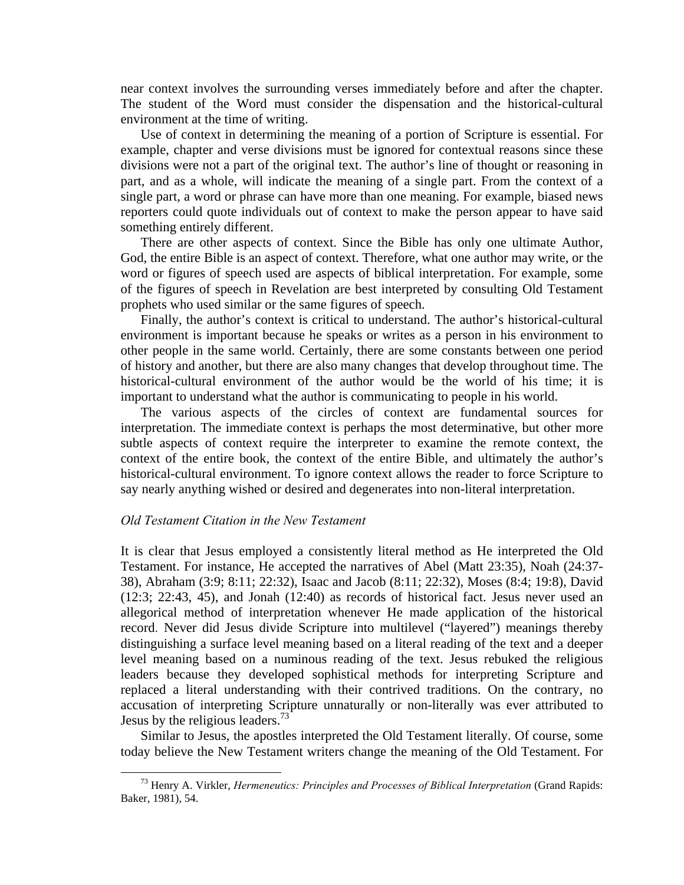near context involves the surrounding verses immediately before and after the chapter. The student of the Word must consider the dispensation and the historical-cultural environment at the time of writing.

Use of context in determining the meaning of a portion of Scripture is essential. For example, chapter and verse divisions must be ignored for contextual reasons since these divisions were not a part of the original text. The author's line of thought or reasoning in part, and as a whole, will indicate the meaning of a single part. From the context of a single part, a word or phrase can have more than one meaning. For example, biased news reporters could quote individuals out of context to make the person appear to have said something entirely different.

There are other aspects of context. Since the Bible has only one ultimate Author, God, the entire Bible is an aspect of context. Therefore, what one author may write, or the word or figures of speech used are aspects of biblical interpretation. For example, some of the figures of speech in Revelation are best interpreted by consulting Old Testament prophets who used similar or the same figures of speech.

Finally, the author's context is critical to understand. The author's historical-cultural environment is important because he speaks or writes as a person in his environment to other people in the same world. Certainly, there are some constants between one period of history and another, but there are also many changes that develop throughout time. The historical-cultural environment of the author would be the world of his time; it is important to understand what the author is communicating to people in his world.

The various aspects of the circles of context are fundamental sources for interpretation. The immediate context is perhaps the most determinative, but other more subtle aspects of context require the interpreter to examine the remote context, the context of the entire book, the context of the entire Bible, and ultimately the author's historical-cultural environment. To ignore context allows the reader to force Scripture to say nearly anything wished or desired and degenerates into non-literal interpretation.

### *Old Testament Citation in the New Testament*

It is clear that Jesus employed a consistently literal method as He interpreted the Old Testament. For instance, He accepted the narratives of Abel (Matt 23:35), Noah (24:37-38), Abraham (3:9; 8:11; 22:32), Isaac and Jacob (8:11; 22:32), Moses (8:4; 19:8), David (12:3; 22:43, 45), and Jonah (12:40) as records of historical fact. Jesus never used an allegorical method of interpretation whenever He made application of the historical record. Never did Jesus divide Scripture into multilevel ("layered") meanings thereby distinguishing a surface level meaning based on a literal reading of the text and a deeper level meaning based on a numinous reading of the text. Jesus rebuked the religious leaders because they developed sophistical methods for interpreting Scripture and replaced a literal understanding with their contrived traditions. On the contrary, no accusation of interpreting Scripture unnaturally or non-literally was ever attributed to Jesus by the religious leaders.[73]

Similar to Jesus, the apostles interpreted the Old Testament literally. Of course, some today believe the New Testament writers change the meaning of the Old Testament. For

[73] Henry A. Virkler, *Hermeneutics: Principles and Processes of Biblical Interpretation* (Grand Rapids: Baker, 1981), 54.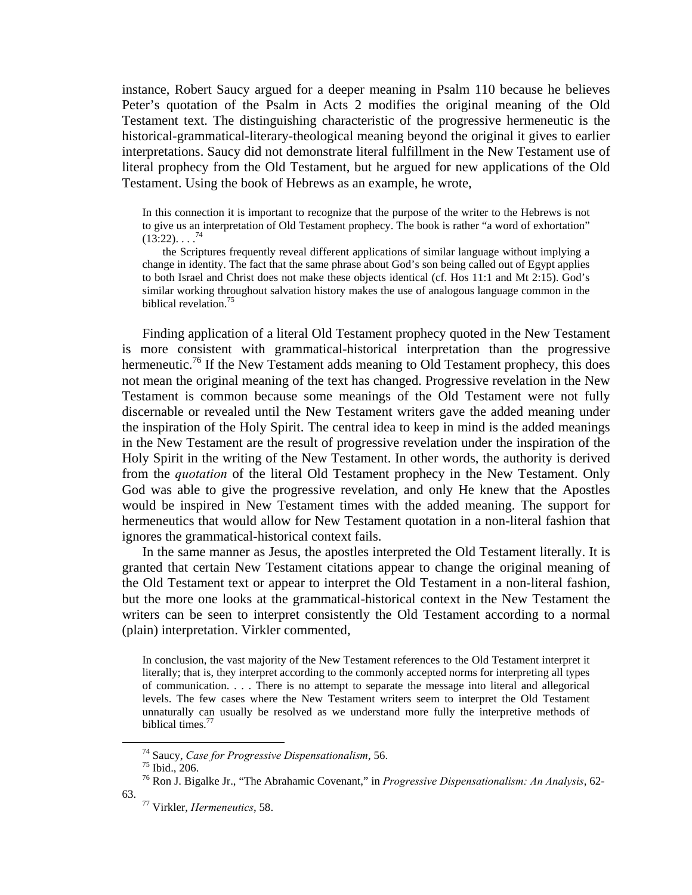instance, Robert Saucy argued for a deeper meaning in Psalm 110 because he believes Peter's quotation of the Psalm in Acts 2 modifies the original meaning of the Old Testament text. The distinguishing characteristic of the progressive hermeneutic is the historical-grammatical-literary-theological meaning beyond the original it gives to earlier interpretations. Saucy did not demonstrate literal fulfillment in the New Testament use of literal prophecy from the Old Testament, but he argued for new applications of the Old Testament. Using the book of Hebrews as an example, he wrote,

> In this connection it is important to recognize that the purpose of the writer to the Hebrews is not to give us an interpretation of Old Testament prophecy. The book is rather "a word of exhortation" (13:22). . . .[74]
>
> the Scriptures frequently reveal different applications of similar language without implying a change in identity. The fact that the same phrase about God's son being called out of Egypt applies to both Israel and Christ does not make these objects identical (cf. Hos 11:1 and Mt 2:15). God's similar working throughout salvation history makes the use of analogous language common in the biblical revelation.[75]

Finding application of a literal Old Testament prophecy quoted in the New Testament is more consistent with grammatical-historical interpretation than the progressive hermeneutic.[76] If the New Testament adds meaning to Old Testament prophecy, this does not mean the original meaning of the text has changed. Progressive revelation in the New Testament is common because some meanings of the Old Testament were not fully discernable or revealed until the New Testament writers gave the added meaning under the inspiration of the Holy Spirit. The central idea to keep in mind is the added meanings in the New Testament are the result of progressive revelation under the inspiration of the Holy Spirit in the writing of the New Testament. In other words, the authority is derived from the *quotation* of the literal Old Testament prophecy in the New Testament. Only God was able to give the progressive revelation, and only He knew that the Apostles would be inspired in New Testament times with the added meaning. The support for hermeneutics that would allow for New Testament quotation in a non-literal fashion that ignores the grammatical-historical context fails.

In the same manner as Jesus, the apostles interpreted the Old Testament literally. It is granted that certain New Testament citations appear to change the original meaning of the Old Testament text or appear to interpret the Old Testament in a non-literal fashion, but the more one looks at the grammatical-historical context in the New Testament the writers can be seen to interpret consistently the Old Testament according to a normal (plain) interpretation. Virkler commented,

> In conclusion, the vast majority of the New Testament references to the Old Testament interpret it literally; that is, they interpret according to the commonly accepted norms for interpreting all types of communication. . . . There is no attempt to separate the message into literal and allegorical levels. The few cases where the New Testament writers seem to interpret the Old Testament unnaturally can usually be resolved as we understand more fully the interpretive methods of biblical times.[77]

---

[74] Saucy, *Case for Progressive Dispensationalism*, 56.

[75] Ibid., 206.

[76] Ron J. Bigalke Jr., "The Abrahamic Covenant," in *Progressive Dispensationalism: An Analysis*, 62-63.

[77] Virkler, *Hermeneutics*, 58.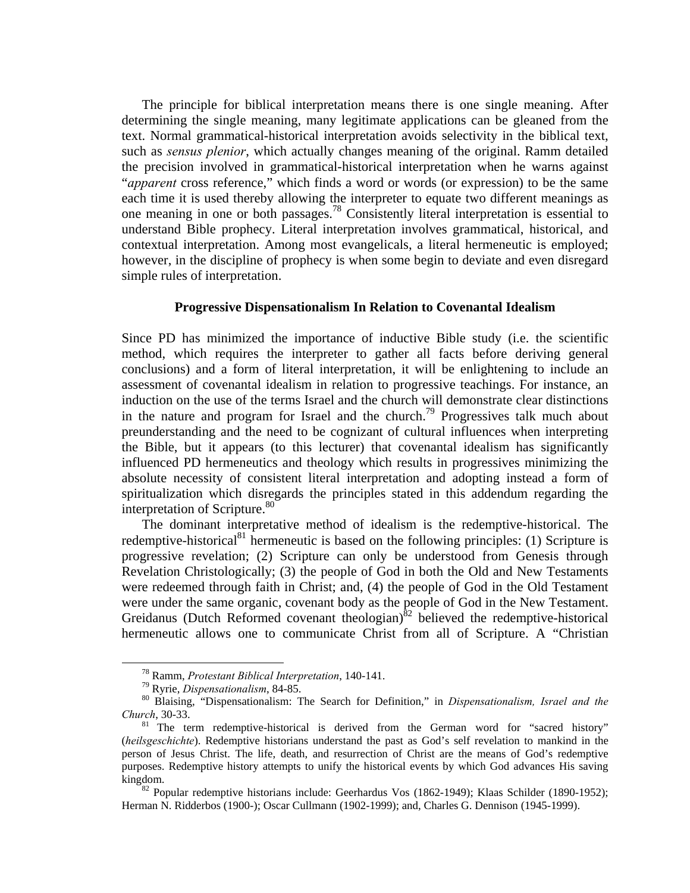The principle for biblical interpretation means there is one single meaning. After determining the single meaning, many legitimate applications can be gleaned from the text. Normal grammatical-historical interpretation avoids selectivity in the biblical text, such as *sensus plenior*, which actually changes meaning of the original. Ramm detailed the precision involved in grammatical-historical interpretation when he warns against "*apparent* cross reference," which finds a word or words (or expression) to be the same each time it is used thereby allowing the interpreter to equate two different meanings as one meaning in one or both passages.[78] Consistently literal interpretation is essential to understand Bible prophecy. Literal interpretation involves grammatical, historical, and contextual interpretation. Among most evangelicals, a literal hermeneutic is employed; however, in the discipline of prophecy is when some begin to deviate and even disregard simple rules of interpretation.

### Progressive Dispensationalism In Relation to Covenantal Idealism

Since PD has minimized the importance of inductive Bible study (i.e. the scientific method, which requires the interpreter to gather all facts before deriving general conclusions) and a form of literal interpretation, it will be enlightening to include an assessment of covenantal idealism in relation to progressive teachings. For instance, an induction on the use of the terms Israel and the church will demonstrate clear distinctions in the nature and program for Israel and the church.[79] Progressives talk much about preunderstanding and the need to be cognizant of cultural influences when interpreting the Bible, but it appears (to this lecturer) that covenantal idealism has significantly influenced PD hermeneutics and theology which results in progressives minimizing the absolute necessity of consistent literal interpretation and adopting instead a form of spiritualization which disregards the principles stated in this addendum regarding the interpretation of Scripture.[80]

The dominant interpretative method of idealism is the redemptive-historical. The redemptive-historical[81] hermeneutic is based on the following principles: (1) Scripture is progressive revelation; (2) Scripture can only be understood from Genesis through Revelation Christologically; (3) the people of God in both the Old and New Testaments were redeemed through faith in Christ; and, (4) the people of God in the Old Testament were under the same organic, covenant body as the people of God in the New Testament. Greidanus (Dutch Reformed covenant theologian)[82] believed the redemptive-historical hermeneutic allows one to communicate Christ from all of Scripture. A "Christian

---

[78] Ramm, *Protestant Biblical Interpretation*, 140-141.

[79] Ryrie, *Dispensationalism*, 84-85.

[80] Blaising, "Dispensationalism: The Search for Definition," in *Dispensationalism, Israel and the Church*, 30-33.

[81] The term redemptive-historical is derived from the German word for "sacred history" (*heilsgeschichte*). Redemptive historians understand the past as God's self revelation to mankind in the person of Jesus Christ. The life, death, and resurrection of Christ are the means of God's redemptive purposes. Redemptive history attempts to unify the historical events by which God advances His saving kingdom.

[82] Popular redemptive historians include: Geerhardus Vos (1862-1949); Klaas Schilder (1890-1952); Herman N. Ridderbos (1900-); Oscar Cullmann (1902-1999); and, Charles G. Dennison (1945-1999).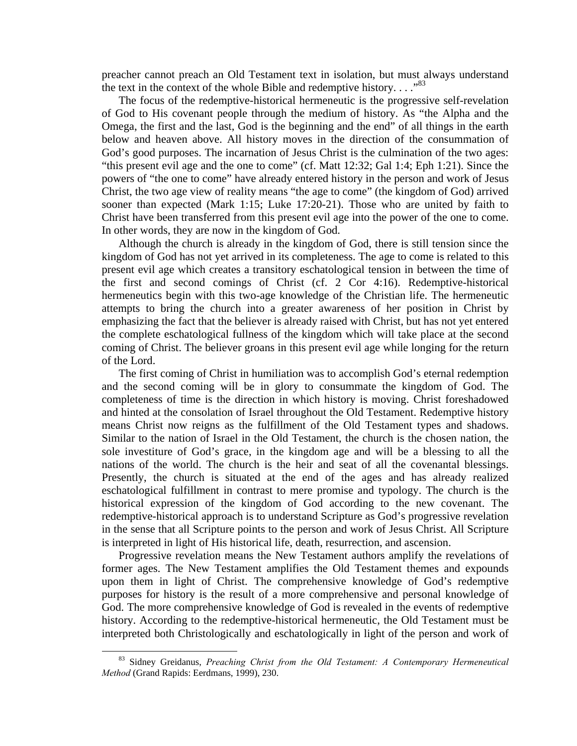preacher cannot preach an Old Testament text in isolation, but must always understand the text in the context of the whole Bible and redemptive history. . . ."[83]

The focus of the redemptive-historical hermeneutic is the progressive self-revelation of God to His covenant people through the medium of history. As "the Alpha and the Omega, the first and the last, God is the beginning and the end" of all things in the earth below and heaven above. All history moves in the direction of the consummation of God's good purposes. The incarnation of Jesus Christ is the culmination of the two ages: "this present evil age and the one to come" (cf. Matt 12:32; Gal 1:4; Eph 1:21). Since the powers of "the one to come" have already entered history in the person and work of Jesus Christ, the two age view of reality means "the age to come" (the kingdom of God) arrived sooner than expected (Mark 1:15; Luke 17:20-21). Those who are united by faith to Christ have been transferred from this present evil age into the power of the one to come. In other words, they are now in the kingdom of God.

Although the church is already in the kingdom of God, there is still tension since the kingdom of God has not yet arrived in its completeness. The age to come is related to this present evil age which creates a transitory eschatological tension in between the time of the first and second comings of Christ (cf. 2 Cor 4:16). Redemptive-historical hermeneutics begin with this two-age knowledge of the Christian life. The hermeneutic attempts to bring the church into a greater awareness of her position in Christ by emphasizing the fact that the believer is already raised with Christ, but has not yet entered the complete eschatological fullness of the kingdom which will take place at the second coming of Christ. The believer groans in this present evil age while longing for the return of the Lord.

The first coming of Christ in humiliation was to accomplish God's eternal redemption and the second coming will be in glory to consummate the kingdom of God. The completeness of time is the direction in which history is moving. Christ foreshadowed and hinted at the consolation of Israel throughout the Old Testament. Redemptive history means Christ now reigns as the fulfillment of the Old Testament types and shadows. Similar to the nation of Israel in the Old Testament, the church is the chosen nation, the sole investiture of God's grace, in the kingdom age and will be a blessing to all the nations of the world. The church is the heir and seat of all the covenantal blessings. Presently, the church is situated at the end of the ages and has already realized eschatological fulfillment in contrast to mere promise and typology. The church is the historical expression of the kingdom of God according to the new covenant. The redemptive-historical approach is to understand Scripture as God's progressive revelation in the sense that all Scripture points to the person and work of Jesus Christ. All Scripture is interpreted in light of His historical life, death, resurrection, and ascension.

Progressive revelation means the New Testament authors amplify the revelations of former ages. The New Testament amplifies the Old Testament themes and expounds upon them in light of Christ. The comprehensive knowledge of God's redemptive purposes for history is the result of a more comprehensive and personal knowledge of God. The more comprehensive knowledge of God is revealed in the events of redemptive history. According to the redemptive-historical hermeneutic, the Old Testament must be interpreted both Christologically and eschatologically in light of the person and work of

---

[83] Sidney Greidanus, *Preaching Christ from the Old Testament: A Contemporary Hermeneutical Method* (Grand Rapids: Eerdmans, 1999), 230.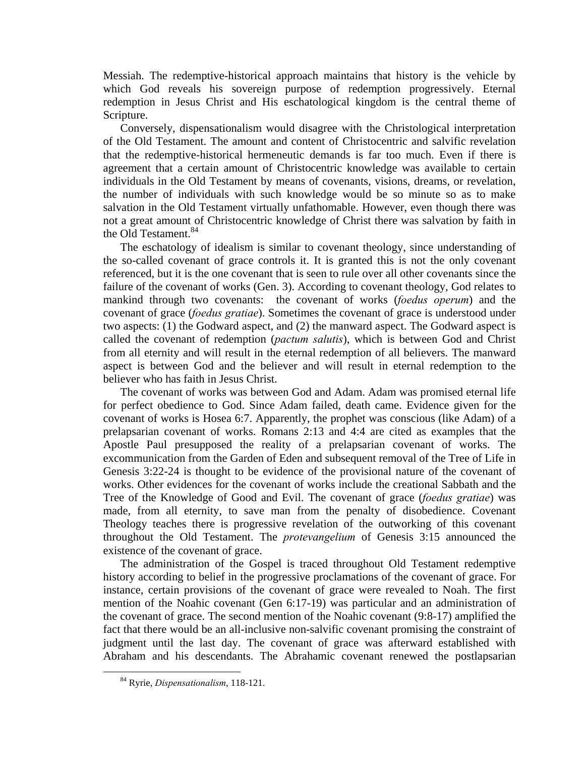Messiah. The redemptive-historical approach maintains that history is the vehicle by which God reveals his sovereign purpose of redemption progressively. Eternal redemption in Jesus Christ and His eschatological kingdom is the central theme of Scripture.

Conversely, dispensationalism would disagree with the Christological interpretation of the Old Testament. The amount and content of Christocentric and salvific revelation that the redemptive-historical hermeneutic demands is far too much. Even if there is agreement that a certain amount of Christocentric knowledge was available to certain individuals in the Old Testament by means of covenants, visions, dreams, or revelation, the number of individuals with such knowledge would be so minute so as to make salvation in the Old Testament virtually unfathomable. However, even though there was not a great amount of Christocentric knowledge of Christ there was salvation by faith in the Old Testament.[84]

The eschatology of idealism is similar to covenant theology, since understanding of the so-called covenant of grace controls it. It is granted this is not the only covenant referenced, but it is the one covenant that is seen to rule over all other covenants since the failure of the covenant of works (Gen. 3). According to covenant theology, God relates to mankind through two covenants: the covenant of works (*foedus operum*) and the covenant of grace (*foedus gratiae*). Sometimes the covenant of grace is understood under two aspects: (1) the Godward aspect, and (2) the manward aspect. The Godward aspect is called the covenant of redemption (*pactum salutis*), which is between God and Christ from all eternity and will result in the eternal redemption of all believers. The manward aspect is between God and the believer and will result in eternal redemption to the believer who has faith in Jesus Christ.

The covenant of works was between God and Adam. Adam was promised eternal life for perfect obedience to God. Since Adam failed, death came. Evidence given for the covenant of works is Hosea 6:7. Apparently, the prophet was conscious (like Adam) of a prelapsarian covenant of works. Romans 2:13 and 4:4 are cited as examples that the Apostle Paul presupposed the reality of a prelapsarian covenant of works. The excommunication from the Garden of Eden and subsequent removal of the Tree of Life in Genesis 3:22-24 is thought to be evidence of the provisional nature of the covenant of works. Other evidences for the covenant of works include the creational Sabbath and the Tree of the Knowledge of Good and Evil. The covenant of grace (*foedus gratiae*) was made, from all eternity, to save man from the penalty of disobedience. Covenant Theology teaches there is progressive revelation of the outworking of this covenant throughout the Old Testament. The *protevangelium* of Genesis 3:15 announced the existence of the covenant of grace.

The administration of the Gospel is traced throughout Old Testament redemptive history according to belief in the progressive proclamations of the covenant of grace. For instance, certain provisions of the covenant of grace were revealed to Noah. The first mention of the Noahic covenant (Gen 6:17-19) was particular and an administration of the covenant of grace. The second mention of the Noahic covenant (9:8-17) amplified the fact that there would be an all-inclusive non-salvific covenant promising the constraint of judgment until the last day. The covenant of grace was afterward established with Abraham and his descendants. The Abrahamic covenant renewed the postlapsarian

---

[84] Ryrie, *Dispensationalism*, 118-121.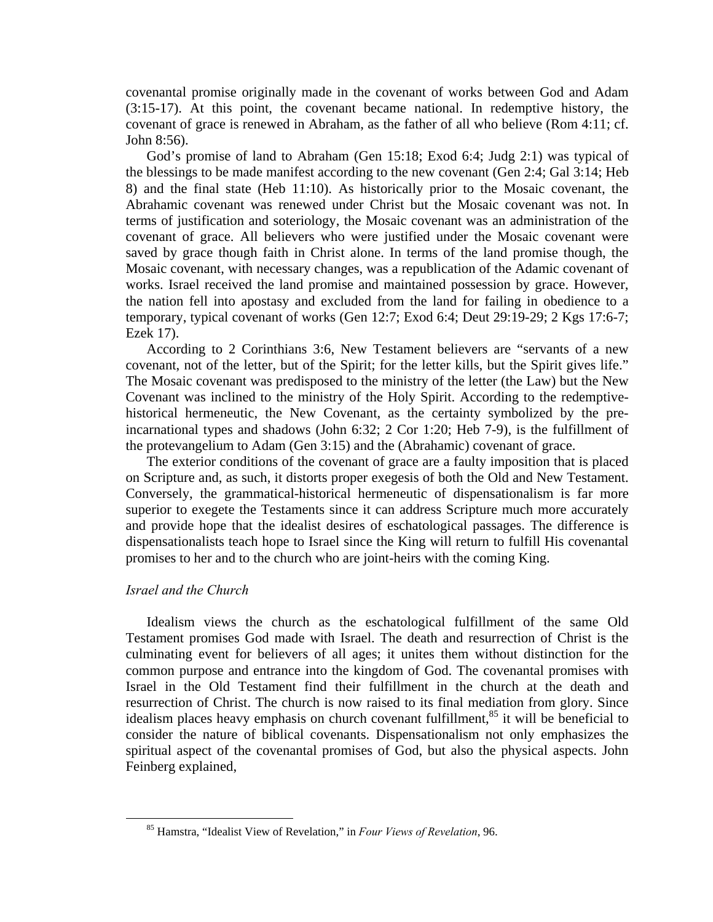covenantal promise originally made in the covenant of works between God and Adam (3:15-17). At this point, the covenant became national. In redemptive history, the covenant of grace is renewed in Abraham, as the father of all who believe (Rom 4:11; cf. John 8:56).

God's promise of land to Abraham (Gen 15:18; Exod 6:4; Judg 2:1) was typical of the blessings to be made manifest according to the new covenant (Gen 2:4; Gal 3:14; Heb 8) and the final state (Heb 11:10). As historically prior to the Mosaic covenant, the Abrahamic covenant was renewed under Christ but the Mosaic covenant was not. In terms of justification and soteriology, the Mosaic covenant was an administration of the covenant of grace. All believers who were justified under the Mosaic covenant were saved by grace though faith in Christ alone. In terms of the land promise though, the Mosaic covenant, with necessary changes, was a republication of the Adamic covenant of works. Israel received the land promise and maintained possession by grace. However, the nation fell into apostasy and excluded from the land for failing in obedience to a temporary, typical covenant of works (Gen 12:7; Exod 6:4; Deut 29:19-29; 2 Kgs 17:6-7; Ezek 17).

According to 2 Corinthians 3:6, New Testament believers are "servants of a new covenant, not of the letter, but of the Spirit; for the letter kills, but the Spirit gives life." The Mosaic covenant was predisposed to the ministry of the letter (the Law) but the New Covenant was inclined to the ministry of the Holy Spirit. According to the redemptive-historical hermeneutic, the New Covenant, as the certainty symbolized by the pre-incarnational types and shadows (John 6:32; 2 Cor 1:20; Heb 7-9), is the fulfillment of the protevangelium to Adam (Gen 3:15) and the (Abrahamic) covenant of grace.

The exterior conditions of the covenant of grace are a faulty imposition that is placed on Scripture and, as such, it distorts proper exegesis of both the Old and New Testament. Conversely, the grammatical-historical hermeneutic of dispensationalism is far more superior to exegete the Testaments since it can address Scripture much more accurately and provide hope that the idealist desires of eschatological passages. The difference is dispensationalists teach hope to Israel since the King will return to fulfill His covenantal promises to her and to the church who are joint-heirs with the coming King.

### *Israel and the Church*

Idealism views the church as the eschatological fulfillment of the same Old Testament promises God made with Israel. The death and resurrection of Christ is the culminating event for believers of all ages; it unites them without distinction for the common purpose and entrance into the kingdom of God. The covenantal promises with Israel in the Old Testament find their fulfillment in the church at the death and resurrection of Christ. The church is now raised to its final mediation from glory. Since idealism places heavy emphasis on church covenant fulfillment,[85] it will be beneficial to consider the nature of biblical covenants. Dispensationalism not only emphasizes the spiritual aspect of the covenantal promises of God, but also the physical aspects. John Feinberg explained,

[85] Hamstra, "Idealist View of Revelation," in *Four Views of Revelation*, 96.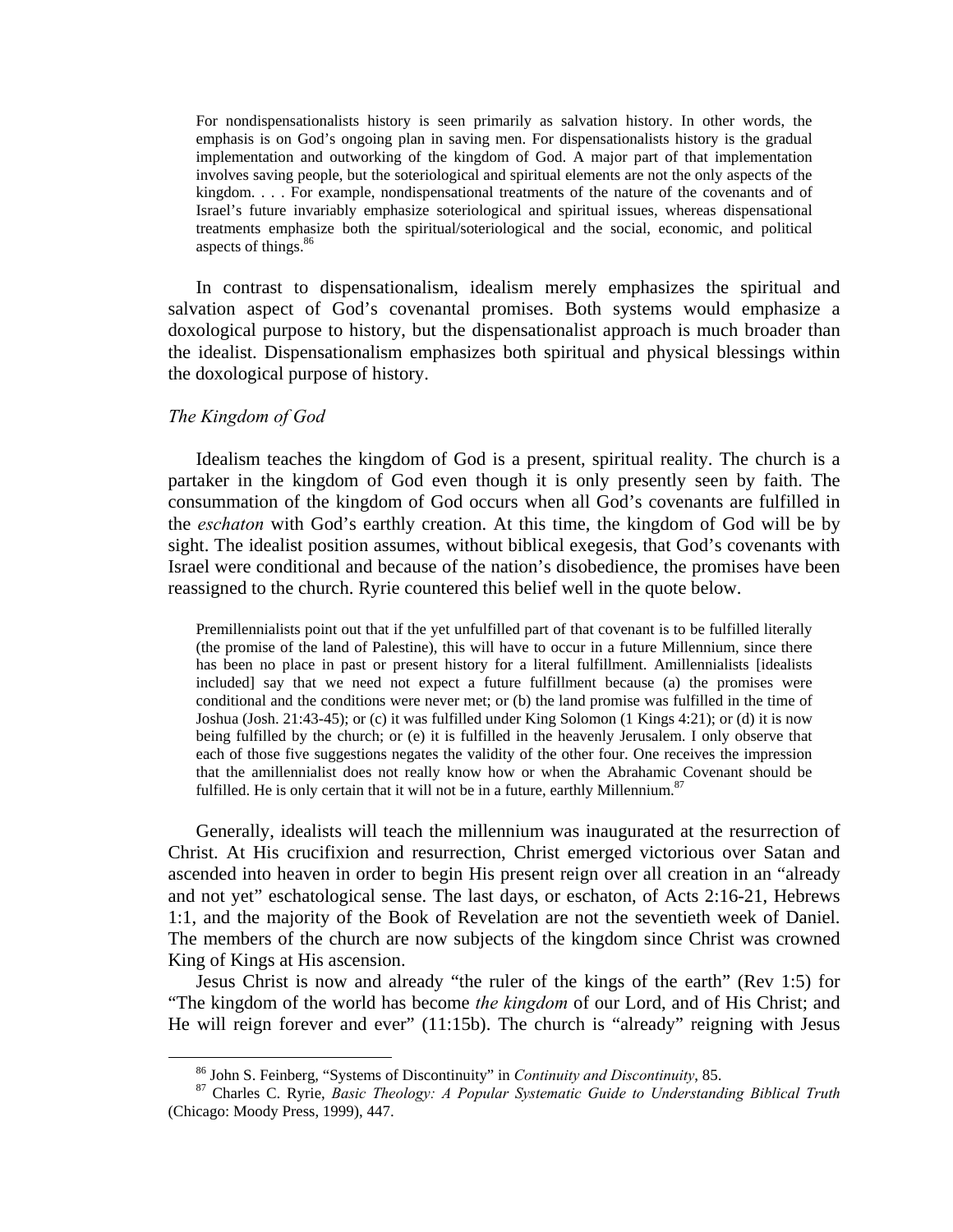> For nondispensationalists history is seen primarily as salvation history. In other words, the emphasis is on God's ongoing plan in saving men. For dispensationalists history is the gradual implementation and outworking of the kingdom of God. A major part of that implementation involves saving people, but the soteriological and spiritual elements are not the only aspects of the kingdom. . . . For example, nondispensational treatments of the nature of the covenants and of Israel's future invariably emphasize soteriological and spiritual issues, whereas dispensational treatments emphasize both the spiritual/soteriological and the social, economic, and political aspects of things.[86]

In contrast to dispensationalism, idealism merely emphasizes the spiritual and salvation aspect of God's covenantal promises. Both systems would emphasize a doxological purpose to history, but the dispensationalist approach is much broader than the idealist. Dispensationalism emphasizes both spiritual and physical blessings within the doxological purpose of history.

*The Kingdom of God*

Idealism teaches the kingdom of God is a present, spiritual reality. The church is a partaker in the kingdom of God even though it is only presently seen by faith. The consummation of the kingdom of God occurs when all God's covenants are fulfilled in the *eschaton* with God's earthly creation. At this time, the kingdom of God will be by sight. The idealist position assumes, without biblical exegesis, that God's covenants with Israel were conditional and because of the nation's disobedience, the promises have been reassigned to the church. Ryrie countered this belief well in the quote below.

> Premillennialists point out that if the yet unfulfilled part of that covenant is to be fulfilled literally (the promise of the land of Palestine), this will have to occur in a future Millennium, since there has been no place in past or present history for a literal fulfillment. Amillennialists [idealists included] say that we need not expect a future fulfillment because (a) the promises were conditional and the conditions were never met; or (b) the land promise was fulfilled in the time of Joshua (Josh. 21:43-45); or (c) it was fulfilled under King Solomon (1 Kings 4:21); or (d) it is now being fulfilled by the church; or (e) it is fulfilled in the heavenly Jerusalem. I only observe that each of those five suggestions negates the validity of the other four. One receives the impression that the amillennialist does not really know how or when the Abrahamic Covenant should be fulfilled. He is only certain that it will not be in a future, earthly Millennium.[87]

Generally, idealists will teach the millennium was inaugurated at the resurrection of Christ. At His crucifixion and resurrection, Christ emerged victorious over Satan and ascended into heaven in order to begin His present reign over all creation in an "already and not yet" eschatological sense. The last days, or eschaton, of Acts 2:16-21, Hebrews 1:1, and the majority of the Book of Revelation are not the seventieth week of Daniel. The members of the church are now subjects of the kingdom since Christ was crowned King of Kings at His ascension.

Jesus Christ is now and already "the ruler of the kings of the earth" (Rev 1:5) for "The kingdom of the world has become *the kingdom* of our Lord, and of His Christ; and He will reign forever and ever" (11:15b). The church is "already" reigning with Jesus

---

[86] John S. Feinberg, "Systems of Discontinuity" in *Continuity and Discontinuity*, 85.

[87] Charles C. Ryrie, *Basic Theology: A Popular Systematic Guide to Understanding Biblical Truth* (Chicago: Moody Press, 1999), 447.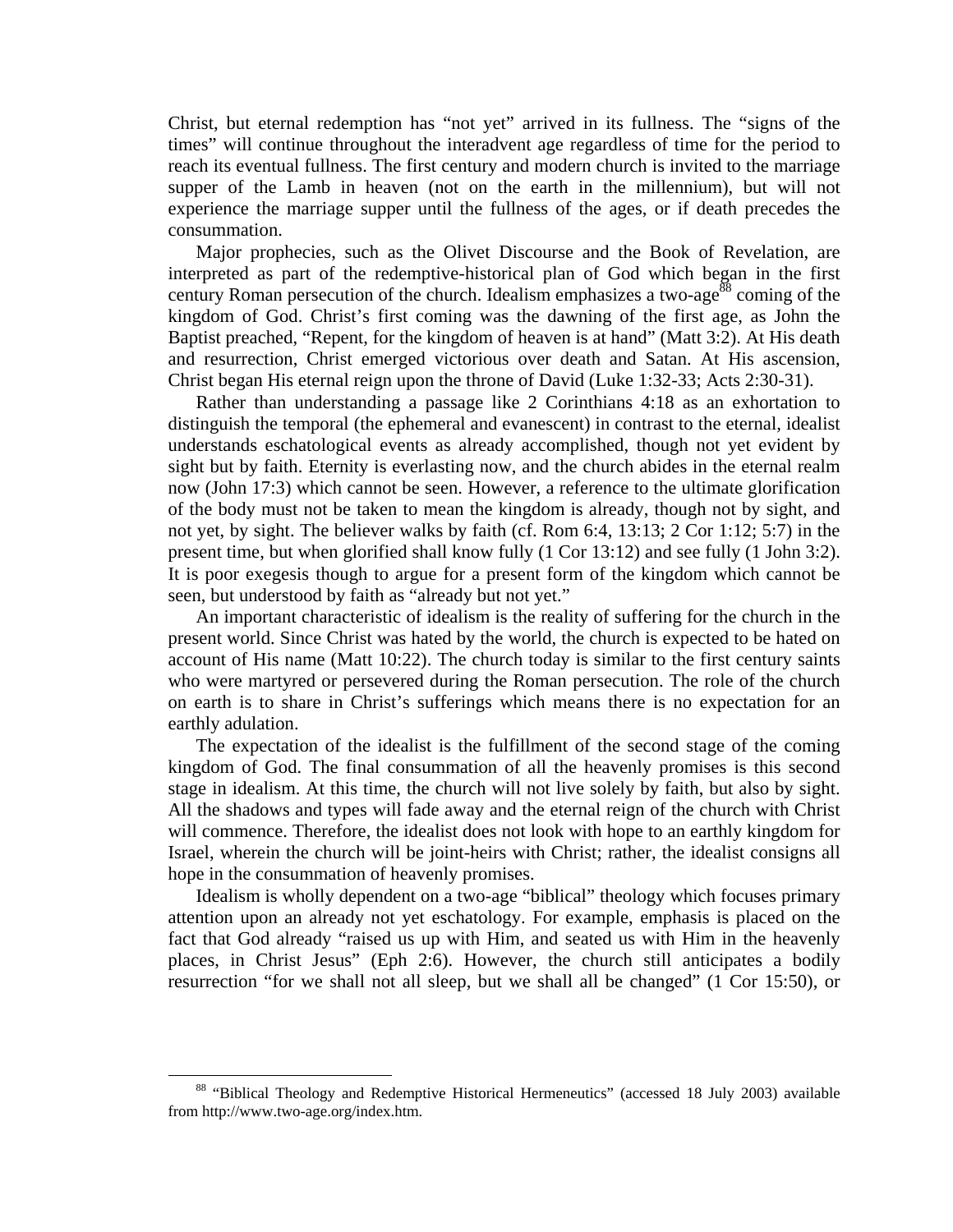Christ, but eternal redemption has "not yet" arrived in its fullness. The "signs of the times" will continue throughout the interadvent age regardless of time for the period to reach its eventual fullness. The first century and modern church is invited to the marriage supper of the Lamb in heaven (not on the earth in the millennium), but will not experience the marriage supper until the fullness of the ages, or if death precedes the consummation.

Major prophecies, such as the Olivet Discourse and the Book of Revelation, are interpreted as part of the redemptive-historical plan of God which began in the first century Roman persecution of the church. Idealism emphasizes a two-age[88] coming of the kingdom of God. Christ's first coming was the dawning of the first age, as John the Baptist preached, "Repent, for the kingdom of heaven is at hand" (Matt 3:2). At His death and resurrection, Christ emerged victorious over death and Satan. At His ascension, Christ began His eternal reign upon the throne of David (Luke 1:32-33; Acts 2:30-31).

Rather than understanding a passage like 2 Corinthians 4:18 as an exhortation to distinguish the temporal (the ephemeral and evanescent) in contrast to the eternal, idealist understands eschatological events as already accomplished, though not yet evident by sight but by faith. Eternity is everlasting now, and the church abides in the eternal realm now (John 17:3) which cannot be seen. However, a reference to the ultimate glorification of the body must not be taken to mean the kingdom is already, though not by sight, and not yet, by sight. The believer walks by faith (cf. Rom 6:4, 13:13; 2 Cor 1:12; 5:7) in the present time, but when glorified shall know fully (1 Cor 13:12) and see fully (1 John 3:2). It is poor exegesis though to argue for a present form of the kingdom which cannot be seen, but understood by faith as "already but not yet."

An important characteristic of idealism is the reality of suffering for the church in the present world. Since Christ was hated by the world, the church is expected to be hated on account of His name (Matt 10:22). The church today is similar to the first century saints who were martyred or persevered during the Roman persecution. The role of the church on earth is to share in Christ's sufferings which means there is no expectation for an earthly adulation.

The expectation of the idealist is the fulfillment of the second stage of the coming kingdom of God. The final consummation of all the heavenly promises is this second stage in idealism. At this time, the church will not live solely by faith, but also by sight. All the shadows and types will fade away and the eternal reign of the church with Christ will commence. Therefore, the idealist does not look with hope to an earthly kingdom for Israel, wherein the church will be joint-heirs with Christ; rather, the idealist consigns all hope in the consummation of heavenly promises.

Idealism is wholly dependent on a two-age "biblical" theology which focuses primary attention upon an already not yet eschatology. For example, emphasis is placed on the fact that God already "raised us up with Him, and seated us with Him in the heavenly places, in Christ Jesus" (Eph 2:6). However, the church still anticipates a bodily resurrection "for we shall not all sleep, but we shall all be changed" (1 Cor 15:50), or

[88] "Biblical Theology and Redemptive Historical Hermeneutics" (accessed 18 July 2003) available from http://www.two-age.org/index.htm.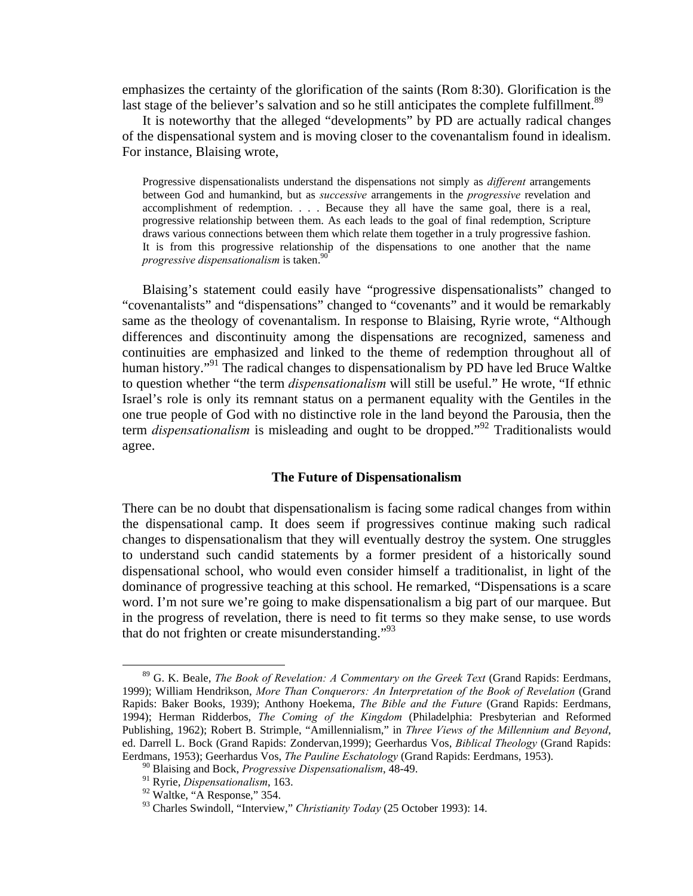emphasizes the certainty of the glorification of the saints (Rom 8:30). Glorification is the last stage of the believer's salvation and so he still anticipates the complete fulfillment.[89]

It is noteworthy that the alleged "developments" by PD are actually radical changes of the dispensational system and is moving closer to the covenantalism found in idealism. For instance, Blaising wrote,

> Progressive dispensationalists understand the dispensations not simply as *different* arrangements between God and humankind, but as *successive* arrangements in the *progressive* revelation and accomplishment of redemption. . . . Because they all have the same goal, there is a real, progressive relationship between them. As each leads to the goal of final redemption, Scripture draws various connections between them which relate them together in a truly progressive fashion. It is from this progressive relationship of the dispensations to one another that the name *progressive dispensationalism* is taken.[90]

Blaising's statement could easily have "progressive dispensationalists" changed to "covenantalists" and "dispensations" changed to "covenants" and it would be remarkably same as the theology of covenantalism. In response to Blaising, Ryrie wrote, "Although differences and discontinuity among the dispensations are recognized, sameness and continuities are emphasized and linked to the theme of redemption throughout all of human history."[91] The radical changes to dispensationalism by PD have led Bruce Waltke to question whether "the term *dispensationalism* will still be useful." He wrote, "If ethnic Israel's role is only its remnant status on a permanent equality with the Gentiles in the one true people of God with no distinctive role in the land beyond the Parousia, then the term *dispensationalism* is misleading and ought to be dropped."[92] Traditionalists would agree.

## The Future of Dispensationalism

There can be no doubt that dispensationalism is facing some radical changes from within the dispensational camp. It does seem if progressives continue making such radical changes to dispensationalism that they will eventually destroy the system. One struggles to understand such candid statements by a former president of a historically sound dispensational school, who would even consider himself a traditionalist, in light of the dominance of progressive teaching at this school. He remarked, "Dispensations is a scare word. I'm not sure we're going to make dispensationalism a big part of our marquee. But in the progress of revelation, there is need to fit terms so they make sense, to use words that do not frighten or create misunderstanding."[93]

---

[89] G. K. Beale, *The Book of Revelation: A Commentary on the Greek Text* (Grand Rapids: Eerdmans, 1999); William Hendrikson, *More Than Conquerors: An Interpretation of the Book of Revelation* (Grand Rapids: Baker Books, 1939); Anthony Hoekema, *The Bible and the Future* (Grand Rapids: Eerdmans, 1994); Herman Ridderbos, *The Coming of the Kingdom* (Philadelphia: Presbyterian and Reformed Publishing, 1962); Robert B. Strimple, "Amillennialism," in *Three Views of the Millennium and Beyond*, ed. Darrell L. Bock (Grand Rapids: Zondervan,1999); Geerhardus Vos, *Biblical Theology* (Grand Rapids: Eerdmans, 1953); Geerhardus Vos, *The Pauline Eschatology* (Grand Rapids: Eerdmans, 1953).

[90] Blaising and Bock, *Progressive Dispensationalism*, 48-49.

[91] Ryrie, *Dispensationalism*, 163.

[92] Waltke, "A Response," 354.

[93] Charles Swindoll, "Interview," *Christianity Today* (25 October 1993): 14.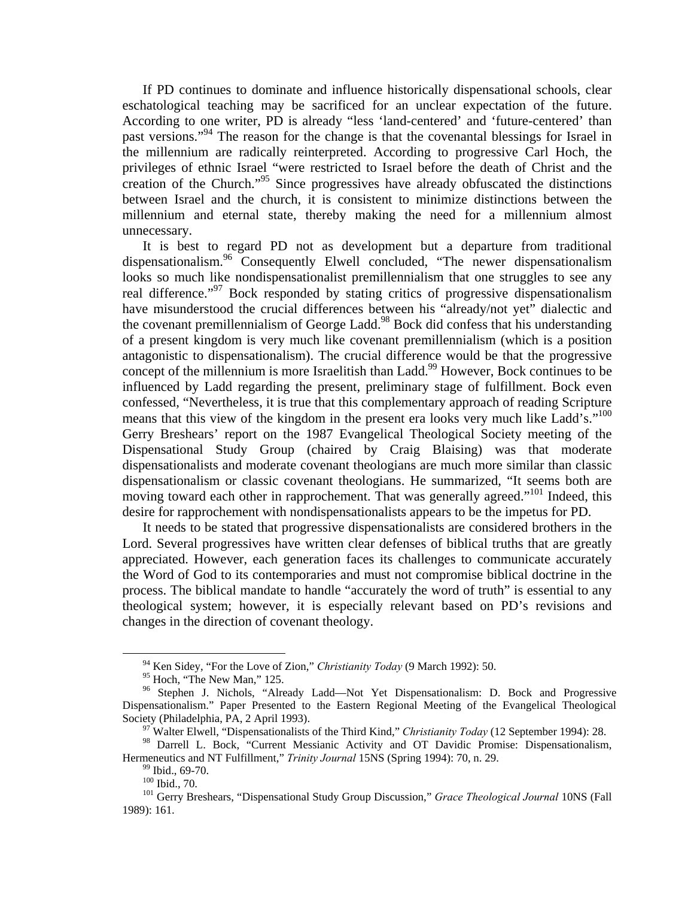If PD continues to dominate and influence historically dispensational schools, clear eschatological teaching may be sacrificed for an unclear expectation of the future. According to one writer, PD is already "less 'land-centered' and 'future-centered' than past versions."[94] The reason for the change is that the covenantal blessings for Israel in the millennium are radically reinterpreted. According to progressive Carl Hoch, the privileges of ethnic Israel "were restricted to Israel before the death of Christ and the creation of the Church."[95] Since progressives have already obfuscated the distinctions between Israel and the church, it is consistent to minimize distinctions between the millennium and eternal state, thereby making the need for a millennium almost unnecessary.

It is best to regard PD not as development but a departure from traditional dispensationalism.[96] Consequently Elwell concluded, "The newer dispensationalism looks so much like nondispensationalist premillennialism that one struggles to see any real difference."[97] Bock responded by stating critics of progressive dispensationalism have misunderstood the crucial differences between his "already/not yet" dialectic and the covenant premillennialism of George Ladd.[98] Bock did confess that his understanding of a present kingdom is very much like covenant premillennialism (which is a position antagonistic to dispensationalism). The crucial difference would be that the progressive concept of the millennium is more Israelitish than Ladd.[99] However, Bock continues to be influenced by Ladd regarding the present, preliminary stage of fulfillment. Bock even confessed, "Nevertheless, it is true that this complementary approach of reading Scripture means that this view of the kingdom in the present era looks very much like Ladd's."[100] Gerry Breshears' report on the 1987 Evangelical Theological Society meeting of the Dispensational Study Group (chaired by Craig Blaising) was that moderate dispensationalists and moderate covenant theologians are much more similar than classic dispensationalism or classic covenant theologians. He summarized, "It seems both are moving toward each other in rapprochement. That was generally agreed."[101] Indeed, this desire for rapprochement with nondispensationalists appears to be the impetus for PD.

It needs to be stated that progressive dispensationalists are considered brothers in the Lord. Several progressives have written clear defenses of biblical truths that are greatly appreciated. However, each generation faces its challenges to communicate accurately the Word of God to its contemporaries and must not compromise biblical doctrine in the process. The biblical mandate to handle "accurately the word of truth" is essential to any theological system; however, it is especially relevant based on PD's revisions and changes in the direction of covenant theology.

---

[94] Ken Sidey, "For the Love of Zion," *Christianity Today* (9 March 1992): 50.

[95] Hoch, "The New Man," 125.

[96] Stephen J. Nichols, "Already Ladd—Not Yet Dispensationalism: D. Bock and Progressive Dispensationalism." Paper Presented to the Eastern Regional Meeting of the Evangelical Theological Society (Philadelphia, PA, 2 April 1993).

[97] Walter Elwell, "Dispensationalists of the Third Kind," *Christianity Today* (12 September 1994): 28.

[98] Darrell L. Bock, "Current Messianic Activity and OT Davidic Promise: Dispensationalism, Hermeneutics and NT Fulfillment," *Trinity Journal* 15NS (Spring 1994): 70, n. 29.

[99] Ibid., 69-70.

[100] Ibid., 70.

[101] Gerry Breshears, "Dispensational Study Group Discussion," *Grace Theological Journal* 10NS (Fall 1989): 161.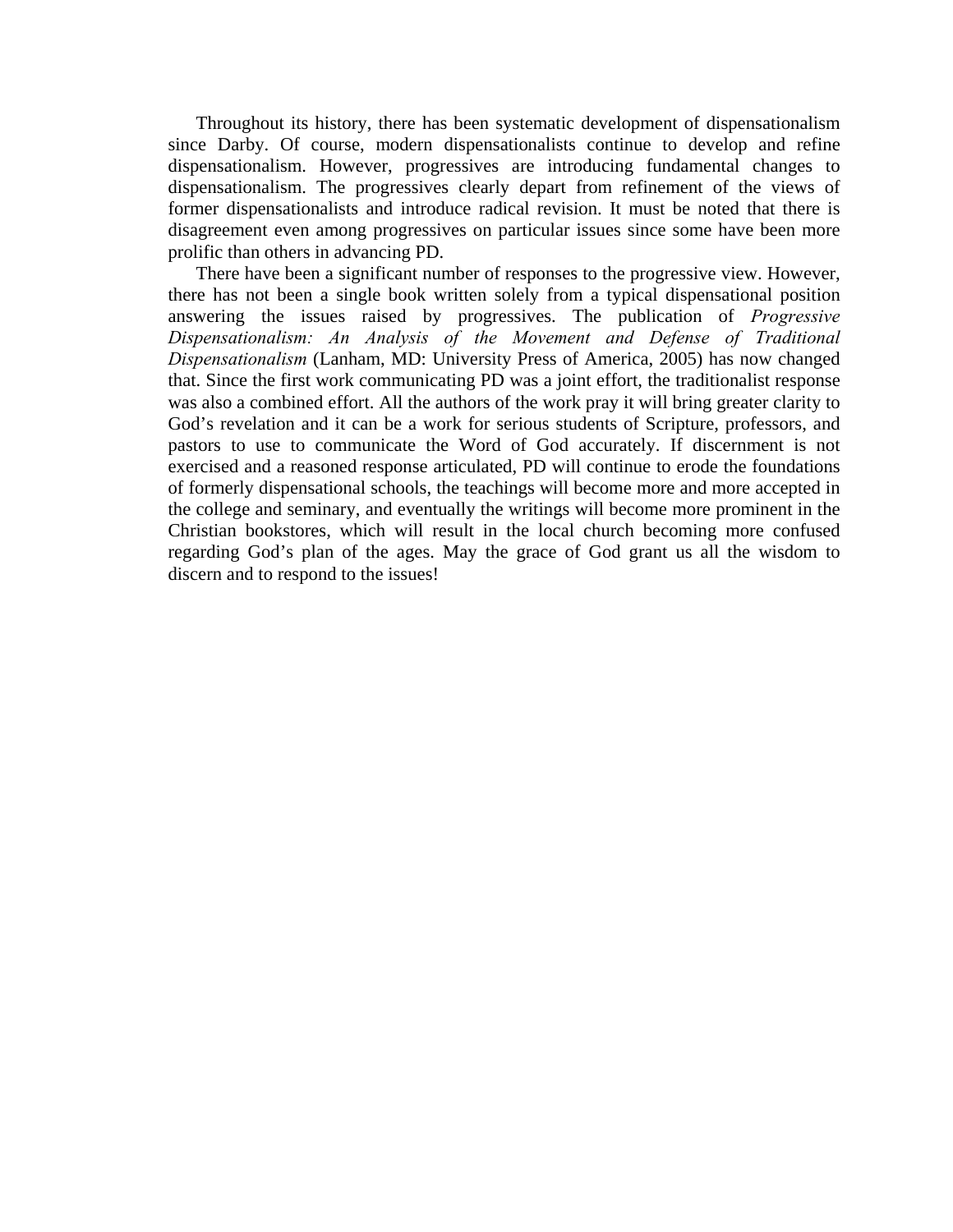Throughout its history, there has been systematic development of dispensationalism since Darby. Of course, modern dispensationalists continue to develop and refine dispensationalism. However, progressives are introducing fundamental changes to dispensationalism. The progressives clearly depart from refinement of the views of former dispensationalists and introduce radical revision. It must be noted that there is disagreement even among progressives on particular issues since some have been more prolific than others in advancing PD.

There have been a significant number of responses to the progressive view. However, there has not been a single book written solely from a typical dispensational position answering the issues raised by progressives. The publication of *Progressive Dispensationalism: An Analysis of the Movement and Defense of Traditional Dispensationalism* (Lanham, MD: University Press of America, 2005) has now changed that. Since the first work communicating PD was a joint effort, the traditionalist response was also a combined effort. All the authors of the work pray it will bring greater clarity to God's revelation and it can be a work for serious students of Scripture, professors, and pastors to use to communicate the Word of God accurately. If discernment is not exercised and a reasoned response articulated, PD will continue to erode the foundations of formerly dispensational schools, the teachings will become more and more accepted in the college and seminary, and eventually the writings will become more prominent in the Christian bookstores, which will result in the local church becoming more confused regarding God's plan of the ages. May the grace of God grant us all the wisdom to discern and to respond to the issues!